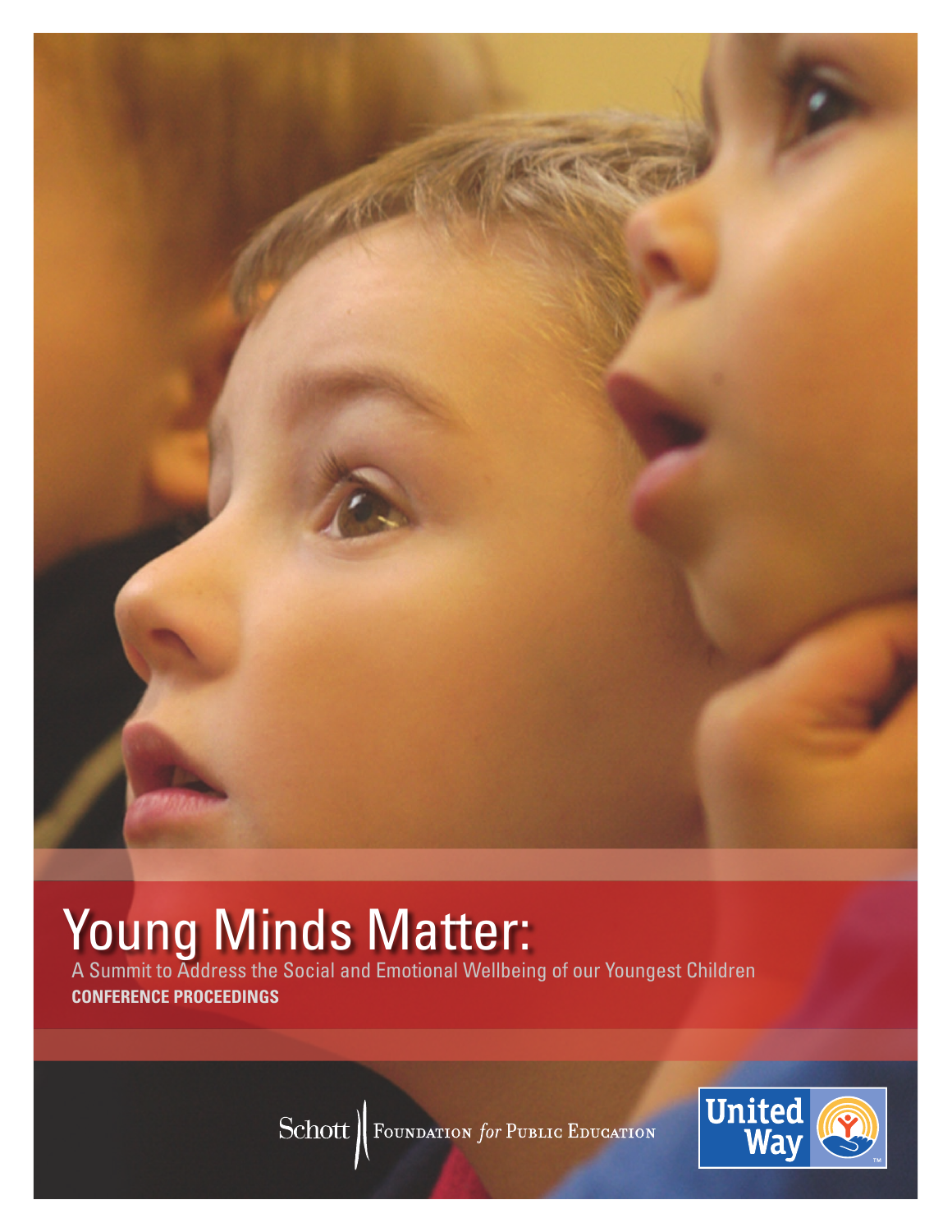# Young Minds Matter:

A Summit to Address the Social and Emotional Wellbeing of our Youngest Children

**CONFERENCE PROCEEDINGS**

Schott Foundation *for* Public Education

United Way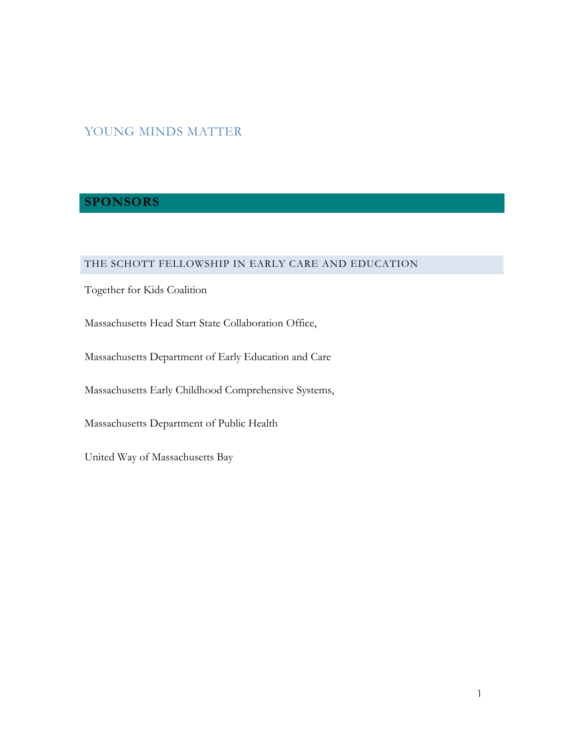YOUNG MINDS MATTER

## SPONSORS

### THE SCHOTT FELLOWSHIP IN EARLY CARE AND EDUCATION

Together for Kids Coalition

Massachusetts Head Start State Collaboration Office,

Massachusetts Department of Early Education and Care

Massachusetts Early Childhood Comprehensive Systems,

Massachusetts Department of Public Health

United Way of Massachusetts Bay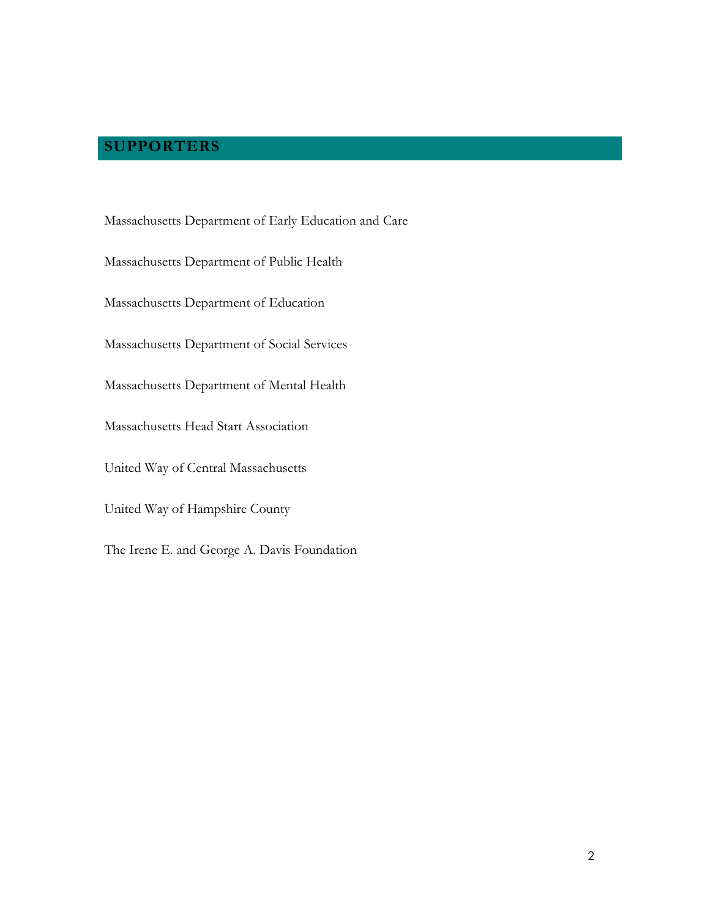## SUPPORTERS

Massachusetts Department of Early Education and Care

Massachusetts Department of Public Health

Massachusetts Department of Education

Massachusetts Department of Social Services

Massachusetts Department of Mental Health

Massachusetts Head Start Association

United Way of Central Massachusetts

United Way of Hampshire County

The Irene E. and George A. Davis Foundation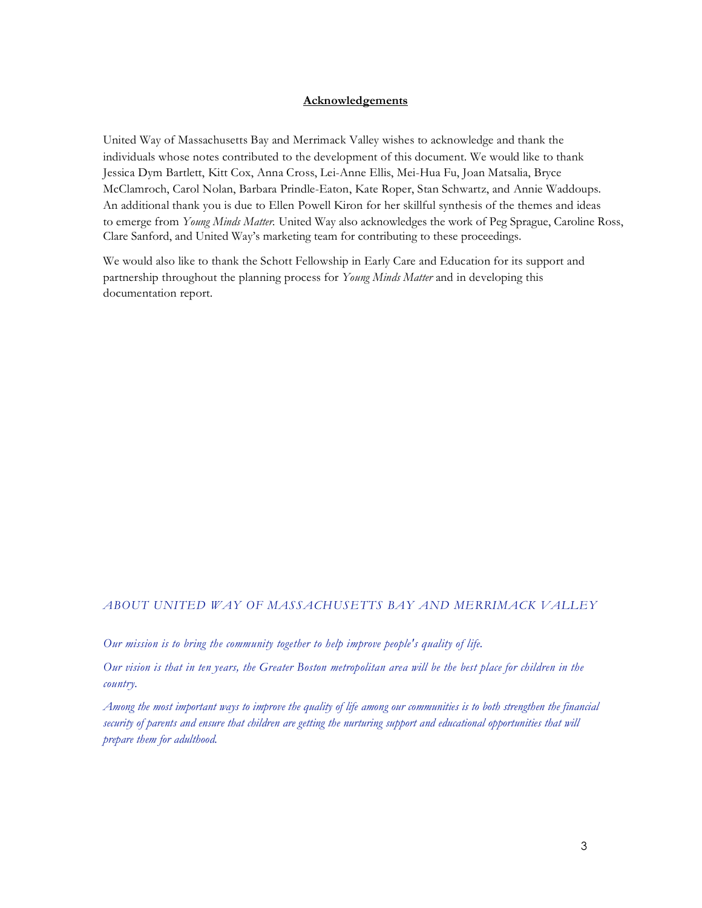## Acknowledgements

United Way of Massachusetts Bay and Merrimack Valley wishes to acknowledge and thank the individuals whose notes contributed to the development of this document. We would like to thank Jessica Dym Bartlett, Kitt Cox, Anna Cross, Lei-Anne Ellis, Mei-Hua Fu, Joan Matsalia, Bryce McClamroch, Carol Nolan, Barbara Prindle-Eaton, Kate Roper, Stan Schwartz, and Annie Waddoups. An additional thank you is due to Ellen Powell Kiron for her skillful synthesis of the themes and ideas to emerge from *Young Minds Matter.* United Way also acknowledges the work of Peg Sprague, Caroline Ross, Clare Sanford, and United Way's marketing team for contributing to these proceedings.

We would also like to thank the Schott Fellowship in Early Care and Education for its support and partnership throughout the planning process for *Young Minds Matter* and in developing this documentation report.

### *ABOUT UNITED WAY OF MASSACHUSETTS BAY AND MERRIMACK VALLEY*

*Our mission is to bring the community together to help improve people's quality of life.*

*Our vision is that in ten years, the Greater Boston metropolitan area will be the best place for children in the country.*

*Among the most important ways to improve the quality of life among our communities is to both strengthen the financial security of parents and ensure that children are getting the nurturing support and educational opportunities that will prepare them for adulthood.*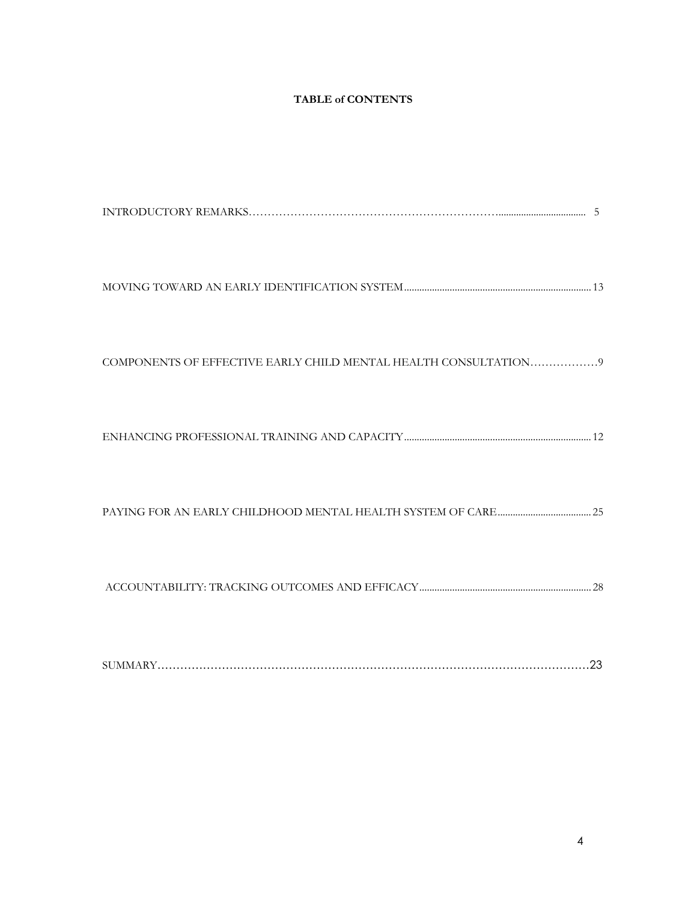# TABLE of CONTENTS

INTRODUCTORY REMARKS………………………………………………………………................................... 5

MOVING TOWARD AN EARLY IDENTIFICATION SYSTEM......................................................................... 13

COMPONENTS OF EFFECTIVE EARLY CHILD MENTAL HEALTH CONSULTATION………………9

ENHANCING PROFESSIONAL TRAINING AND CAPACITY......................................................................... 12

PAYING FOR AN EARLY CHILDHOOD MENTAL HEALTH SYSTEM OF CARE..................................... 25

ACCOUNTABILITY: TRACKING OUTCOMES AND EFFICACY.................................................................... 28

SUMMARY……………………………………………………………………………………………………23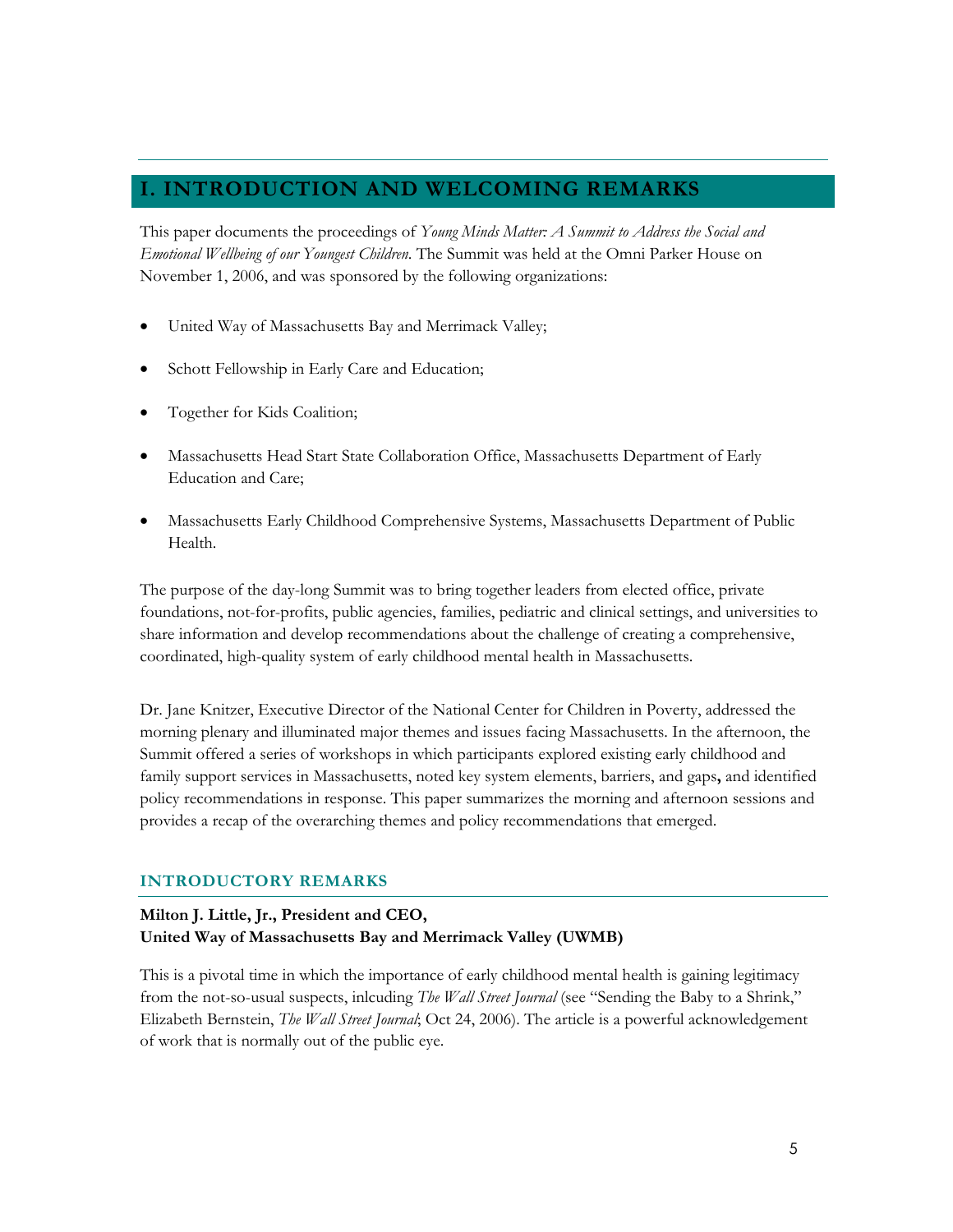# I. INTRODUCTION AND WELCOMING REMARKS

This paper documents the proceedings of *Young Minds Matter: A Summit to Address the Social and Emotional Wellbeing of our Youngest Children*. The Summit was held at the Omni Parker House on November 1, 2006, and was sponsored by the following organizations:

- United Way of Massachusetts Bay and Merrimack Valley;
- Schott Fellowship in Early Care and Education;
- Together for Kids Coalition;
- Massachusetts Head Start State Collaboration Office, Massachusetts Department of Early Education and Care;
- Massachusetts Early Childhood Comprehensive Systems, Massachusetts Department of Public Health.

The purpose of the day-long Summit was to bring together leaders from elected office, private foundations, not-for-profits, public agencies, families, pediatric and clinical settings, and universities to share information and develop recommendations about the challenge of creating a comprehensive, coordinated, high-quality system of early childhood mental health in Massachusetts.

Dr. Jane Knitzer, Executive Director of the National Center for Children in Poverty, addressed the morning plenary and illuminated major themes and issues facing Massachusetts. In the afternoon, the Summit offered a series of workshops in which participants explored existing early childhood and family support services in Massachusetts, noted key system elements, barriers, and gaps**,** and identified policy recommendations in response. This paper summarizes the morning and afternoon sessions and provides a recap of the overarching themes and policy recommendations that emerged.

## INTRODUCTORY REMARKS

**Milton J. Little, Jr., President and CEO,**
**United Way of Massachusetts Bay and Merrimack Valley (UWMB)**

This is a pivotal time in which the importance of early childhood mental health is gaining legitimacy from the not-so-usual suspects, inlcuding *The Wall Street Journal* (see "Sending the Baby to a Shrink," Elizabeth Bernstein, *The Wall Street Journal*; Oct 24, 2006). The article is a powerful acknowledgement of work that is normally out of the public eye.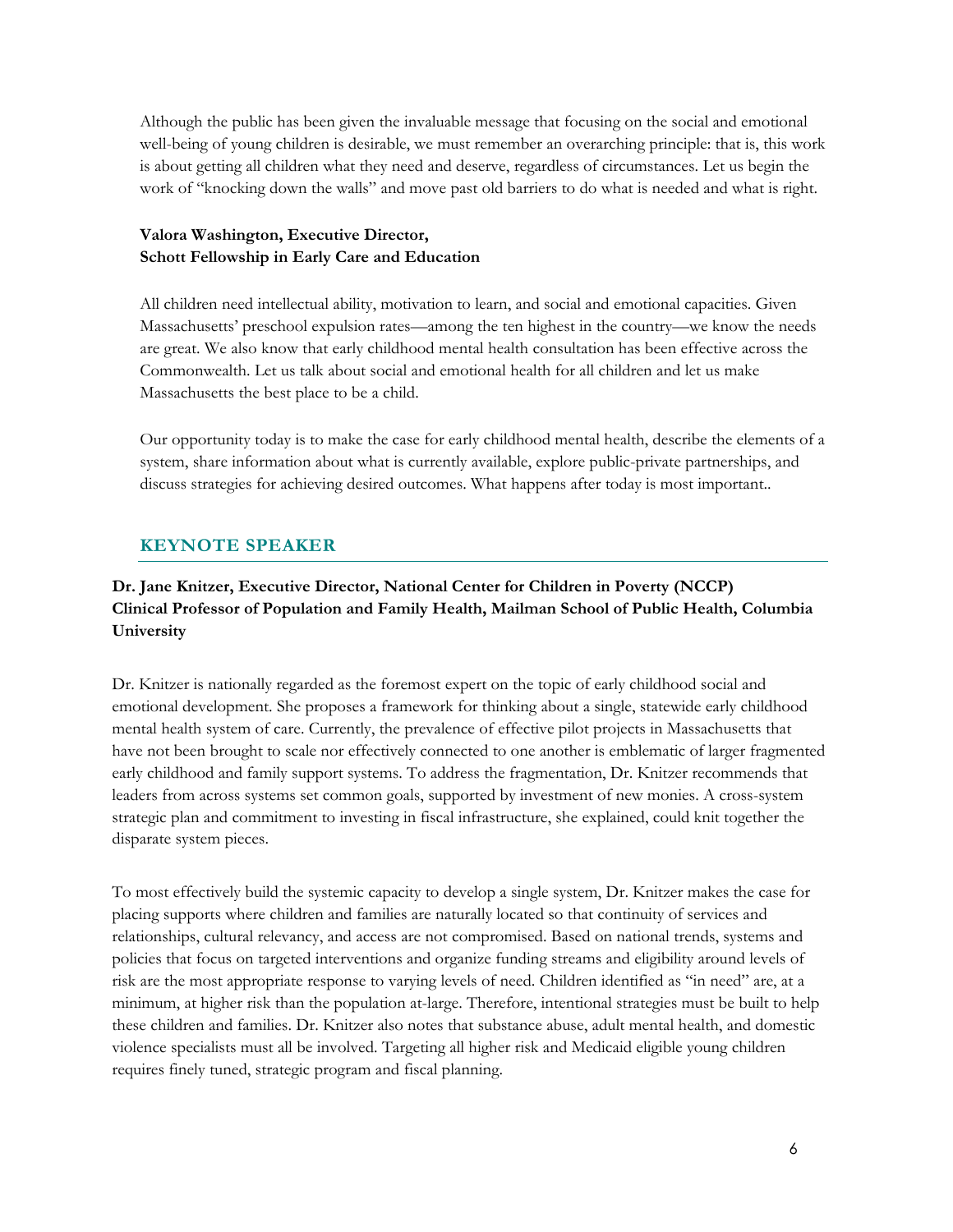Although the public has been given the invaluable message that focusing on the social and emotional well-being of young children is desirable, we must remember an overarching principle: that is, this work is about getting all children what they need and deserve, regardless of circumstances. Let us begin the work of "knocking down the walls" and move past old barriers to do what is needed and what is right.

**Valora Washington, Executive Director,**
**Schott Fellowship in Early Care and Education**

All children need intellectual ability, motivation to learn, and social and emotional capacities. Given Massachusetts' preschool expulsion rates—among the ten highest in the country—we know the needs are great. We also know that early childhood mental health consultation has been effective across the Commonwealth. Let us talk about social and emotional health for all children and let us make Massachusetts the best place to be a child.

Our opportunity today is to make the case for early childhood mental health, describe the elements of a system, share information about what is currently available, explore public-private partnerships, and discuss strategies for achieving desired outcomes. What happens after today is most important..

## KEYNOTE SPEAKER

**Dr. Jane Knitzer, Executive Director, National Center for Children in Poverty (NCCP)**
**Clinical Professor of Population and Family Health, Mailman School of Public Health, Columbia University**

Dr. Knitzer is nationally regarded as the foremost expert on the topic of early childhood social and emotional development. She proposes a framework for thinking about a single, statewide early childhood mental health system of care. Currently, the prevalence of effective pilot projects in Massachusetts that have not been brought to scale nor effectively connected to one another is emblematic of larger fragmented early childhood and family support systems. To address the fragmentation, Dr. Knitzer recommends that leaders from across systems set common goals, supported by investment of new monies. A cross-system strategic plan and commitment to investing in fiscal infrastructure, she explained, could knit together the disparate system pieces.

To most effectively build the systemic capacity to develop a single system, Dr. Knitzer makes the case for placing supports where children and families are naturally located so that continuity of services and relationships, cultural relevancy, and access are not compromised. Based on national trends, systems and policies that focus on targeted interventions and organize funding streams and eligibility around levels of risk are the most appropriate response to varying levels of need. Children identified as "in need" are, at a minimum, at higher risk than the population at-large. Therefore, intentional strategies must be built to help these children and families. Dr. Knitzer also notes that substance abuse, adult mental health, and domestic violence specialists must all be involved. Targeting all higher risk and Medicaid eligible young children requires finely tuned, strategic program and fiscal planning.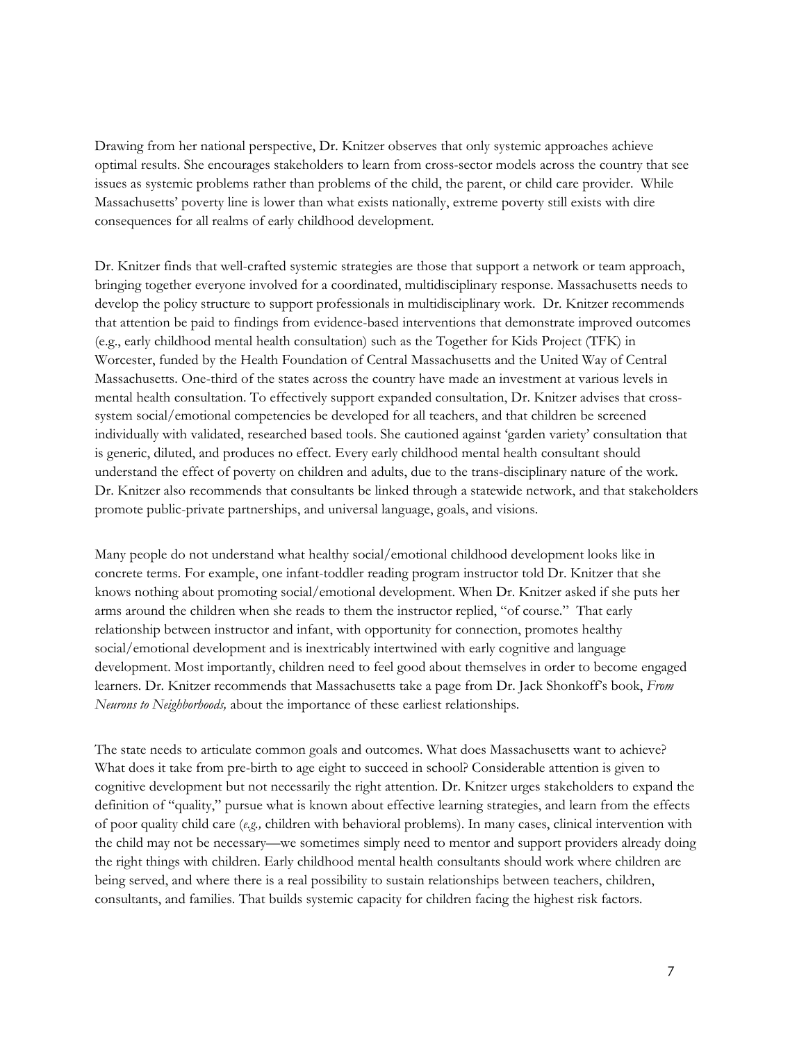Drawing from her national perspective, Dr. Knitzer observes that only systemic approaches achieve optimal results. She encourages stakeholders to learn from cross-sector models across the country that see issues as systemic problems rather than problems of the child, the parent, or child care provider. While Massachusetts' poverty line is lower than what exists nationally, extreme poverty still exists with dire consequences for all realms of early childhood development.

Dr. Knitzer finds that well-crafted systemic strategies are those that support a network or team approach, bringing together everyone involved for a coordinated, multidisciplinary response. Massachusetts needs to develop the policy structure to support professionals in multidisciplinary work. Dr. Knitzer recommends that attention be paid to findings from evidence-based interventions that demonstrate improved outcomes (e.g., early childhood mental health consultation) such as the Together for Kids Project (TFK) in Worcester, funded by the Health Foundation of Central Massachusetts and the United Way of Central Massachusetts. One-third of the states across the country have made an investment at various levels in mental health consultation. To effectively support expanded consultation, Dr. Knitzer advises that cross-system social/emotional competencies be developed for all teachers, and that children be screened individually with validated, researched based tools. She cautioned against 'garden variety' consultation that is generic, diluted, and produces no effect. Every early childhood mental health consultant should understand the effect of poverty on children and adults, due to the trans-disciplinary nature of the work. Dr. Knitzer also recommends that consultants be linked through a statewide network, and that stakeholders promote public-private partnerships, and universal language, goals, and visions.

Many people do not understand what healthy social/emotional childhood development looks like in concrete terms. For example, one infant-toddler reading program instructor told Dr. Knitzer that she knows nothing about promoting social/emotional development. When Dr. Knitzer asked if she puts her arms around the children when she reads to them the instructor replied, "of course." That early relationship between instructor and infant, with opportunity for connection, promotes healthy social/emotional development and is inextricably intertwined with early cognitive and language development. Most importantly, children need to feel good about themselves in order to become engaged learners. Dr. Knitzer recommends that Massachusetts take a page from Dr. Jack Shonkoff's book, *From Neurons to Neighborhoods,* about the importance of these earliest relationships.

The state needs to articulate common goals and outcomes. What does Massachusetts want to achieve? What does it take from pre-birth to age eight to succeed in school? Considerable attention is given to cognitive development but not necessarily the right attention. Dr. Knitzer urges stakeholders to expand the definition of "quality," pursue what is known about effective learning strategies, and learn from the effects of poor quality child care (*e.g.,* children with behavioral problems). In many cases, clinical intervention with the child may not be necessary—we sometimes simply need to mentor and support providers already doing the right things with children. Early childhood mental health consultants should work where children are being served, and where there is a real possibility to sustain relationships between teachers, children, consultants, and families. That builds systemic capacity for children facing the highest risk factors.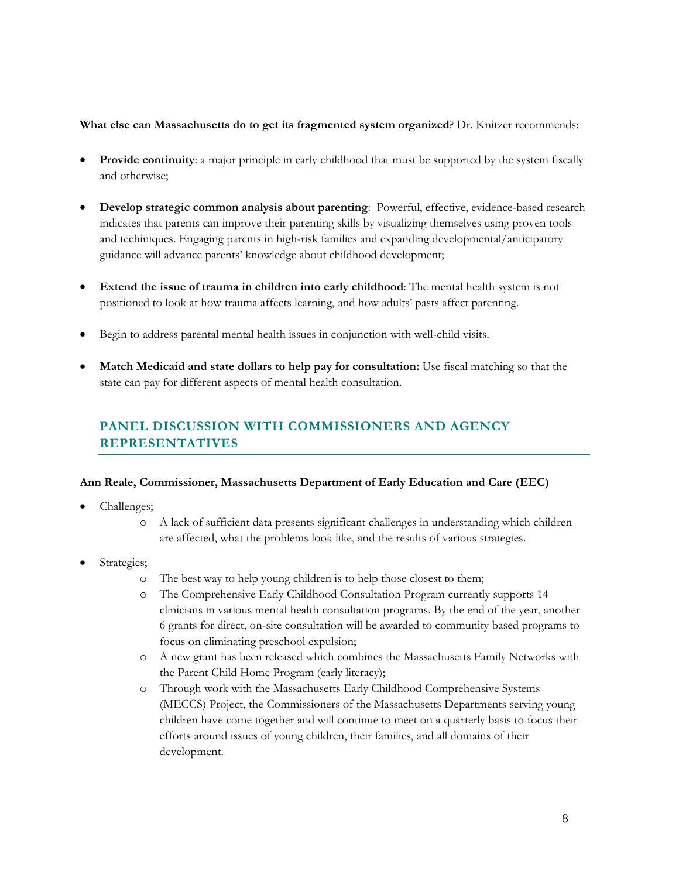**What else can Massachusetts do to get its fragmented system organized**? Dr. Knitzer recommends:

- **Provide continuity**: a major principle in early childhood that must be supported by the system fiscally and otherwise;
- **Develop strategic common analysis about parenting**: Powerful, effective, evidence-based research indicates that parents can improve their parenting skills by visualizing themselves using proven tools and techiniques. Engaging parents in high-risk families and expanding developmental/anticipatory guidance will advance parents' knowledge about childhood development;
- **Extend the issue of trauma in children into early childhood**: The mental health system is not positioned to look at how trauma affects learning, and how adults' pasts affect parenting.
- Begin to address parental mental health issues in conjunction with well-child visits.
- **Match Medicaid and state dollars to help pay for consultation:** Use fiscal matching so that the state can pay for different aspects of mental health consultation.

## PANEL DISCUSSION WITH COMMISSIONERS AND AGENCY REPRESENTATIVES

**Ann Reale, Commissioner, Massachusetts Department of Early Education and Care (EEC)**

- Challenges;
  - A lack of sufficient data presents significant challenges in understanding which children are affected, what the problems look like, and the results of various strategies.
- Strategies;
  - The best way to help young children is to help those closest to them;
  - The Comprehensive Early Childhood Consultation Program currently supports 14 clinicians in various mental health consultation programs. By the end of the year, another 6 grants for direct, on-site consultation will be awarded to community based programs to focus on eliminating preschool expulsion;
  - A new grant has been released which combines the Massachusetts Family Networks with the Parent Child Home Program (early literacy);
  - Through work with the Massachusetts Early Childhood Comprehensive Systems (MECCS) Project, the Commissioners of the Massachusetts Departments serving young children have come together and will continue to meet on a quarterly basis to focus their efforts around issues of young children, their families, and all domains of their development.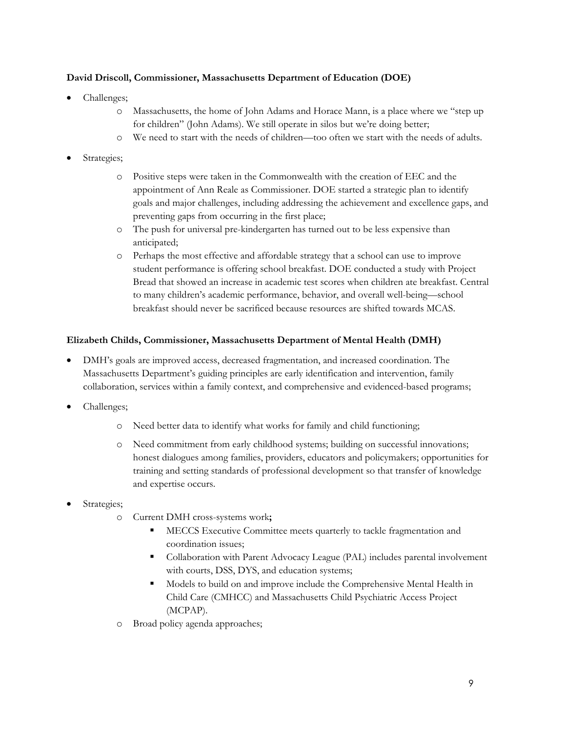**David Driscoll, Commissioner, Massachusetts Department of Education (DOE)**

- Challenges;
    - Massachusetts, the home of John Adams and Horace Mann, is a place where we "step up for children" (John Adams). We still operate in silos but we're doing better;
    - We need to start with the needs of children—too often we start with the needs of adults.
- Strategies;
    - Positive steps were taken in the Commonwealth with the creation of EEC and the appointment of Ann Reale as Commissioner. DOE started a strategic plan to identify goals and major challenges, including addressing the achievement and excellence gaps, and preventing gaps from occurring in the first place;
    - The push for universal pre-kindergarten has turned out to be less expensive than anticipated;
    - Perhaps the most effective and affordable strategy that a school can use to improve student performance is offering school breakfast. DOE conducted a study with Project Bread that showed an increase in academic test scores when children ate breakfast. Central to many children's academic performance, behavior, and overall well-being—school breakfast should never be sacrificed because resources are shifted towards MCAS.

**Elizabeth Childs, Commissioner, Massachusetts Department of Mental Health (DMH)**

- DMH's goals are improved access, decreased fragmentation, and increased coordination. The Massachusetts Department's guiding principles are early identification and intervention, family collaboration, services within a family context, and comprehensive and evidenced-based programs;
- Challenges;
    - Need better data to identify what works for family and child functioning;
    - Need commitment from early childhood systems; building on successful innovations; honest dialogues among families, providers, educators and policymakers; opportunities for training and setting standards of professional development so that transfer of knowledge and expertise occurs.
- Strategies;
    - Current DMH cross-systems work**;**
        - MECCS Executive Committee meets quarterly to tackle fragmentation and coordination issues;
        - Collaboration with Parent Advocacy League (PAL) includes parental involvement with courts, DSS, DYS, and education systems;
        - Models to build on and improve include the Comprehensive Mental Health in Child Care (CMHCC) and Massachusetts Child Psychiatric Access Project (MCPAP).
    - Broad policy agenda approaches;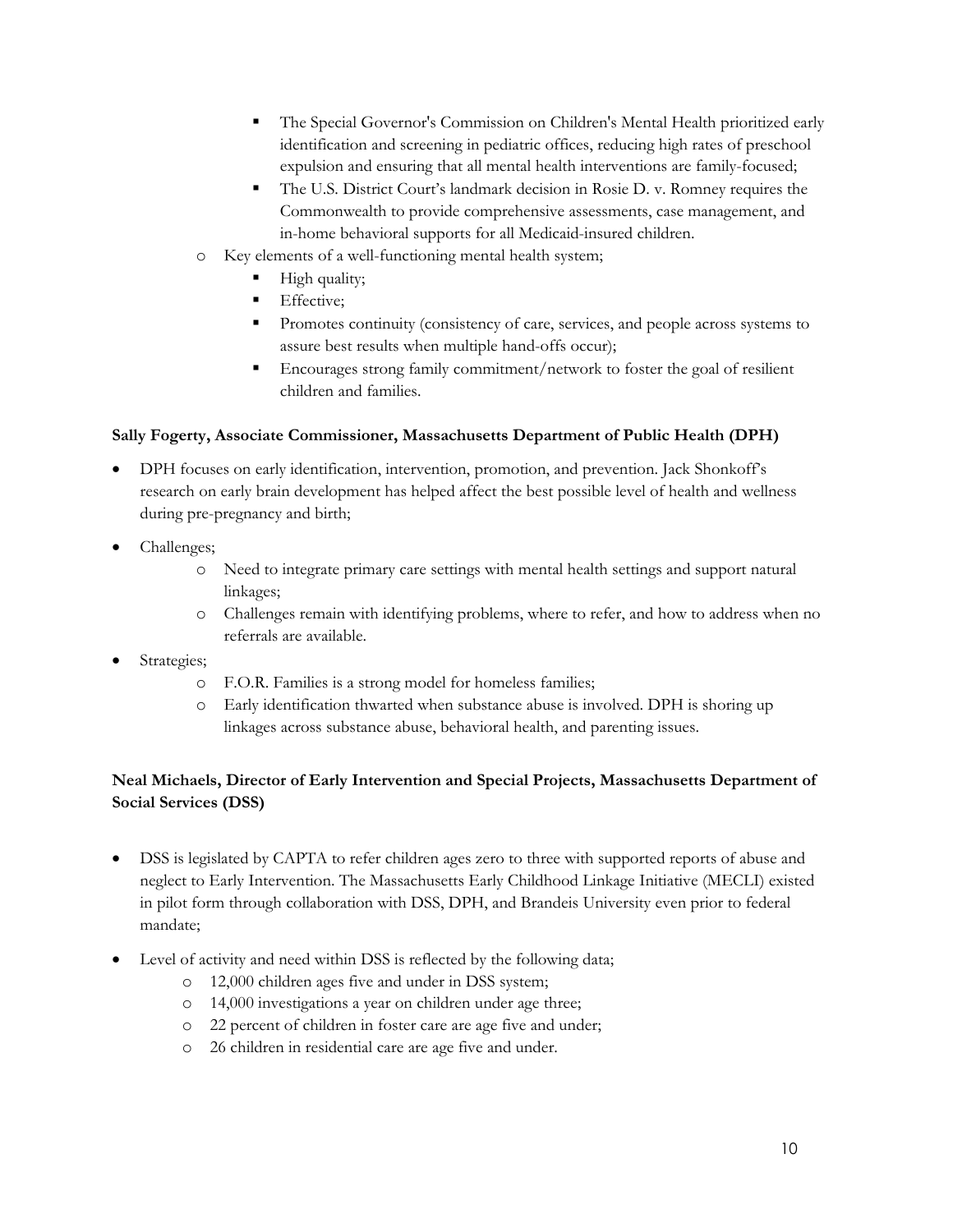- The Special Governor's Commission on Children's Mental Health prioritized early identification and screening in pediatric offices, reducing high rates of preschool expulsion and ensuring that all mental health interventions are family-focused;
        - The U.S. District Court's landmark decision in Rosie D. v. Romney requires the Commonwealth to provide comprehensive assessments, case management, and in-home behavioral supports for all Medicaid-insured children.
    - Key elements of a well-functioning mental health system;
        - High quality;
        - Effective;
        - Promotes continuity (consistency of care, services, and people across systems to assure best results when multiple hand-offs occur);
        - Encourages strong family commitment/network to foster the goal of resilient children and families.

**Sally Fogerty, Associate Commissioner, Massachusetts Department of Public Health (DPH)**

- DPH focuses on early identification, intervention, promotion, and prevention. Jack Shonkoff's research on early brain development has helped affect the best possible level of health and wellness during pre-pregnancy and birth;
- Challenges;
    - Need to integrate primary care settings with mental health settings and support natural linkages;
    - Challenges remain with identifying problems, where to refer, and how to address when no referrals are available.
- Strategies;
    - F.O.R. Families is a strong model for homeless families;
    - Early identification thwarted when substance abuse is involved. DPH is shoring up linkages across substance abuse, behavioral health, and parenting issues.

**Neal Michaels, Director of Early Intervention and Special Projects, Massachusetts Department of Social Services (DSS)**

- DSS is legislated by CAPTA to refer children ages zero to three with supported reports of abuse and neglect to Early Intervention. The Massachusetts Early Childhood Linkage Initiative (MECLI) existed in pilot form through collaboration with DSS, DPH, and Brandeis University even prior to federal mandate;
- Level of activity and need within DSS is reflected by the following data;
    - 12,000 children ages five and under in DSS system;
    - 14,000 investigations a year on children under age three;
    - 22 percent of children in foster care are age five and under;
    - 26 children in residential care are age five and under.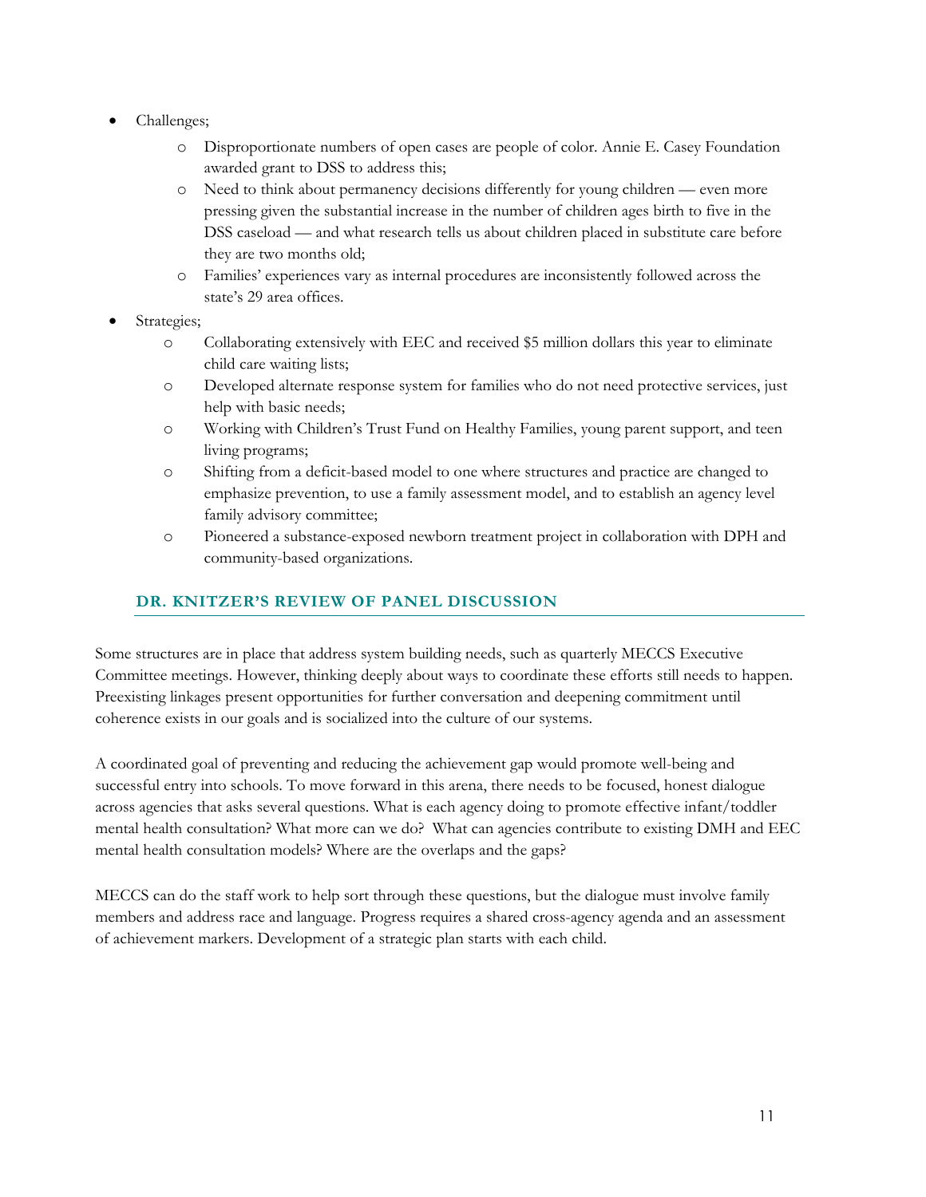- Challenges;
  - Disproportionate numbers of open cases are people of color. Annie E. Casey Foundation awarded grant to DSS to address this;
  - Need to think about permanency decisions differently for young children — even more pressing given the substantial increase in the number of children ages birth to five in the DSS caseload — and what research tells us about children placed in substitute care before they are two months old;
  - Families' experiences vary as internal procedures are inconsistently followed across the state's 29 area offices.
- Strategies;
  - Collaborating extensively with EEC and received $5 million dollars this year to eliminate child care waiting lists;
  - Developed alternate response system for families who do not need protective services, just help with basic needs;
  - Working with Children's Trust Fund on Healthy Families, young parent support, and teen living programs;
  - Shifting from a deficit-based model to one where structures and practice are changed to emphasize prevention, to use a family assessment model, and to establish an agency level family advisory committee;
  - Pioneered a substance-exposed newborn treatment project in collaboration with DPH and community-based organizations.

## DR. KNITZER'S REVIEW OF PANEL DISCUSSION

Some structures are in place that address system building needs, such as quarterly MECCS Executive Committee meetings. However, thinking deeply about ways to coordinate these efforts still needs to happen. Preexisting linkages present opportunities for further conversation and deepening commitment until coherence exists in our goals and is socialized into the culture of our systems.

A coordinated goal of preventing and reducing the achievement gap would promote well-being and successful entry into schools. To move forward in this arena, there needs to be focused, honest dialogue across agencies that asks several questions. What is each agency doing to promote effective infant/toddler mental health consultation? What more can we do? What can agencies contribute to existing DMH and EEC mental health consultation models? Where are the overlaps and the gaps?

MECCS can do the staff work to help sort through these questions, but the dialogue must involve family members and address race and language. Progress requires a shared cross-agency agenda and an assessment of achievement markers. Development of a strategic plan starts with each child.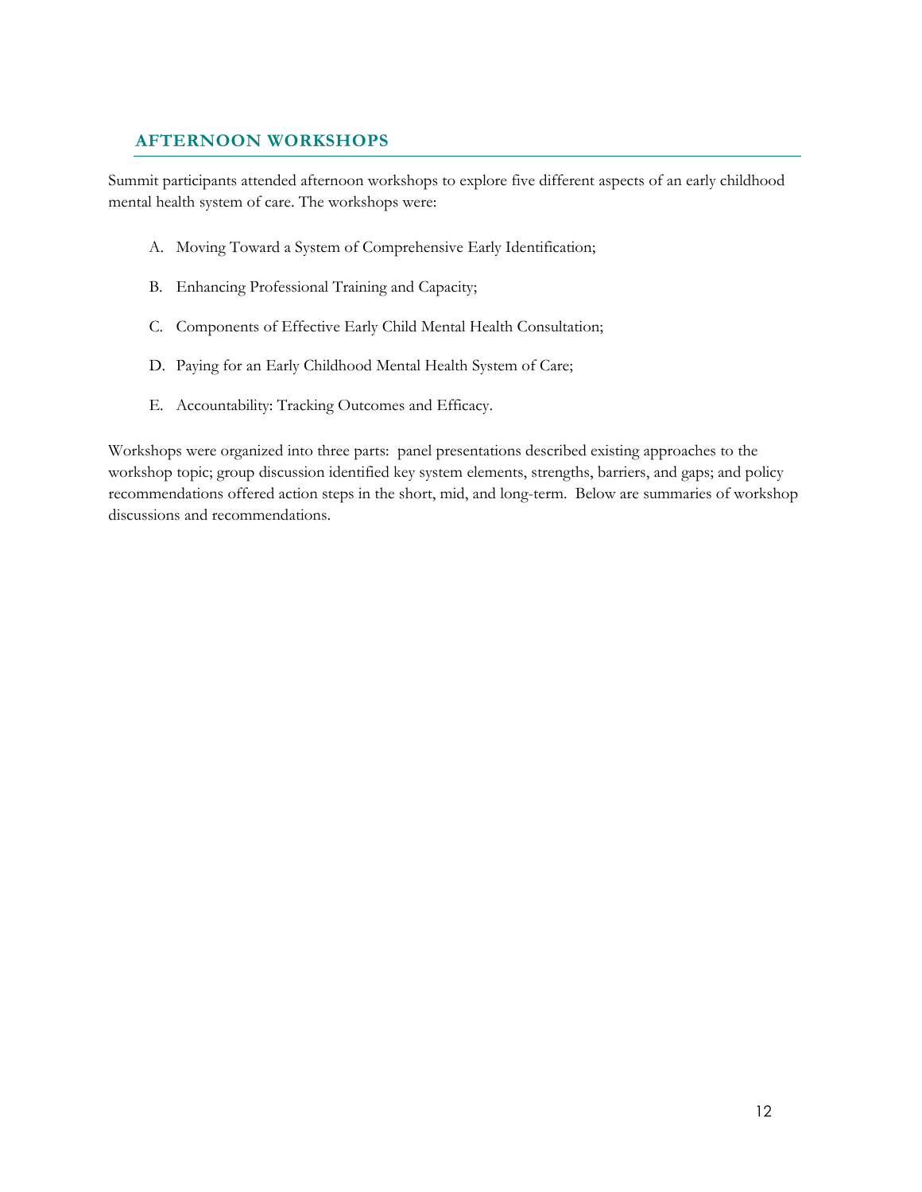## AFTERNOON WORKSHOPS

Summit participants attended afternoon workshops to explore five different aspects of an early childhood mental health system of care. The workshops were:

A. Moving Toward a System of Comprehensive Early Identification;

B. Enhancing Professional Training and Capacity;

C. Components of Effective Early Child Mental Health Consultation;

D. Paying for an Early Childhood Mental Health System of Care;

E. Accountability: Tracking Outcomes and Efficacy.

Workshops were organized into three parts: panel presentations described existing approaches to the workshop topic; group discussion identified key system elements, strengths, barriers, and gaps; and policy recommendations offered action steps in the short, mid, and long-term. Below are summaries of workshop discussions and recommendations.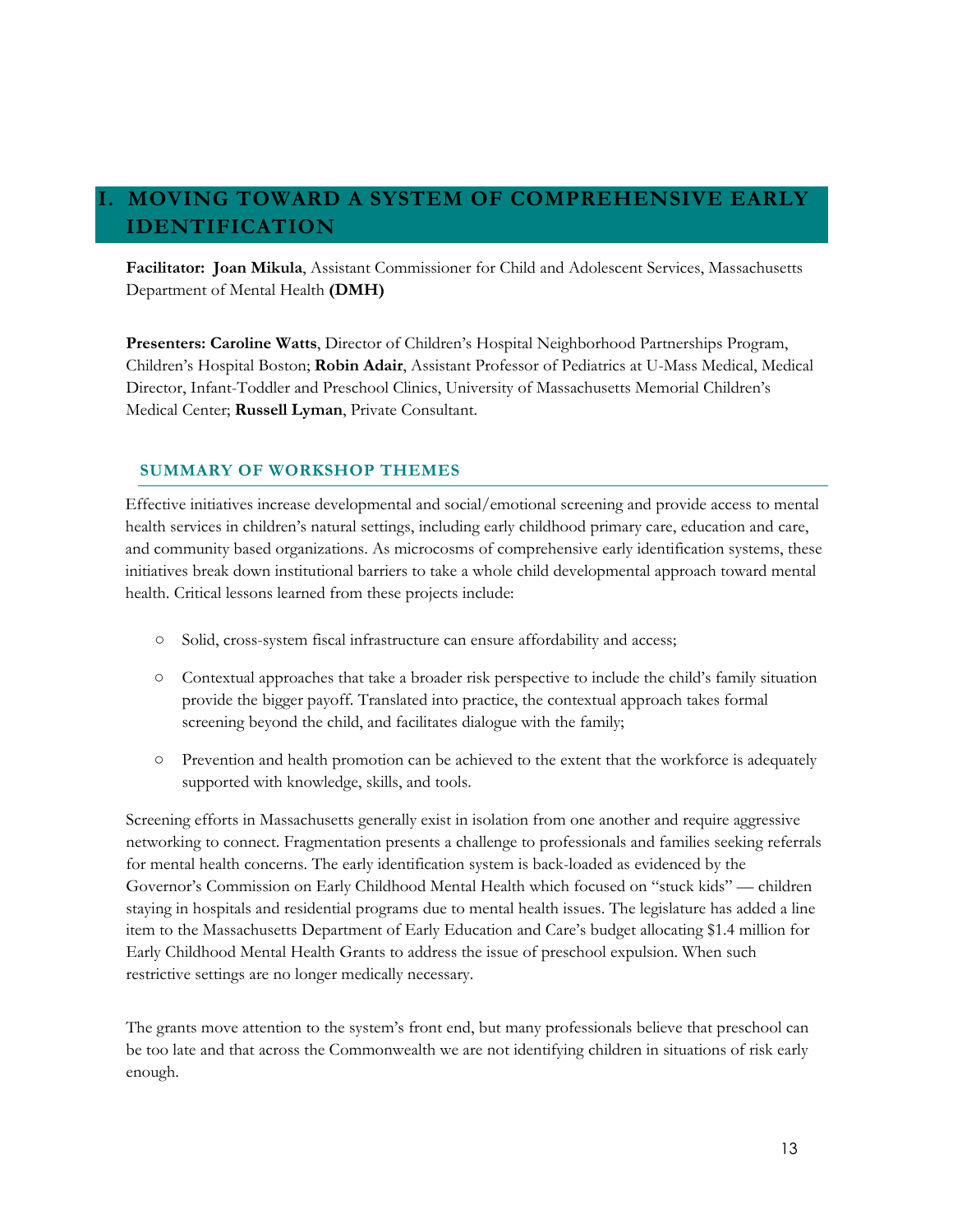# I. MOVING TOWARD A SYSTEM OF COMPREHENSIVE EARLY IDENTIFICATION

**Facilitator: Joan Mikula**, Assistant Commissioner for Child and Adolescent Services, Massachusetts Department of Mental Health **(DMH)**

**Presenters: Caroline Watts**, Director of Children's Hospital Neighborhood Partnerships Program, Children's Hospital Boston; **Robin Adair**, Assistant Professor of Pediatrics at U-Mass Medical, Medical Director, Infant-Toddler and Preschool Clinics, University of Massachusetts Memorial Children's Medical Center; **Russell Lyman**, Private Consultant.

## SUMMARY OF WORKSHOP THEMES

Effective initiatives increase developmental and social/emotional screening and provide access to mental health services in children's natural settings, including early childhood primary care, education and care, and community based organizations. As microcosms of comprehensive early identification systems, these initiatives break down institutional barriers to take a whole child developmental approach toward mental health. Critical lessons learned from these projects include:

- Solid, cross-system fiscal infrastructure can ensure affordability and access;
- Contextual approaches that take a broader risk perspective to include the child's family situation provide the bigger payoff. Translated into practice, the contextual approach takes formal screening beyond the child, and facilitates dialogue with the family;
- Prevention and health promotion can be achieved to the extent that the workforce is adequately supported with knowledge, skills, and tools.

Screening efforts in Massachusetts generally exist in isolation from one another and require aggressive networking to connect. Fragmentation presents a challenge to professionals and families seeking referrals for mental health concerns. The early identification system is back-loaded as evidenced by the Governor's Commission on Early Childhood Mental Health which focused on "stuck kids" — children staying in hospitals and residential programs due to mental health issues. The legislature has added a line item to the Massachusetts Department of Early Education and Care's budget allocating $1.4 million for Early Childhood Mental Health Grants to address the issue of preschool expulsion. When such restrictive settings are no longer medically necessary.

The grants move attention to the system's front end, but many professionals believe that preschool can be too late and that across the Commonwealth we are not identifying children in situations of risk early enough.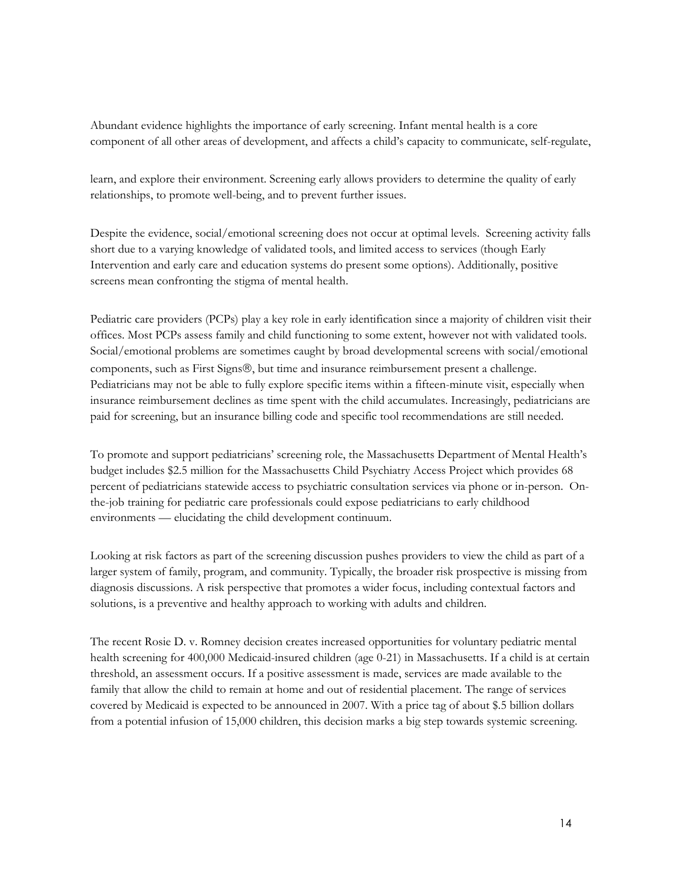Abundant evidence highlights the importance of early screening. Infant mental health is a core component of all other areas of development, and affects a child's capacity to communicate, self-regulate, learn, and explore their environment. Screening early allows providers to determine the quality of early relationships, to promote well-being, and to prevent further issues.

Despite the evidence, social/emotional screening does not occur at optimal levels. Screening activity falls short due to a varying knowledge of validated tools, and limited access to services (though Early Intervention and early care and education systems do present some options). Additionally, positive screens mean confronting the stigma of mental health.

Pediatric care providers (PCPs) play a key role in early identification since a majority of children visit their offices. Most PCPs assess family and child functioning to some extent, however not with validated tools. Social/emotional problems are sometimes caught by broad developmental screens with social/emotional components, such as First Signs®, but time and insurance reimbursement present a challenge. Pediatricians may not be able to fully explore specific items within a fifteen-minute visit, especially when insurance reimbursement declines as time spent with the child accumulates. Increasingly, pediatricians are paid for screening, but an insurance billing code and specific tool recommendations are still needed.

To promote and support pediatricians' screening role, the Massachusetts Department of Mental Health's budget includes $2.5 million for the Massachusetts Child Psychiatry Access Project which provides 68 percent of pediatricians statewide access to psychiatric consultation services via phone or in-person. On-the-job training for pediatric care professionals could expose pediatricians to early childhood environments — elucidating the child development continuum.

Looking at risk factors as part of the screening discussion pushes providers to view the child as part of a larger system of family, program, and community. Typically, the broader risk prospective is missing from diagnosis discussions. A risk perspective that promotes a wider focus, including contextual factors and solutions, is a preventive and healthy approach to working with adults and children.

The recent Rosie D. v. Romney decision creates increased opportunities for voluntary pediatric mental health screening for 400,000 Medicaid-insured children (age 0-21) in Massachusetts. If a child is at certain threshold, an assessment occurs. If a positive assessment is made, services are made available to the family that allow the child to remain at home and out of residential placement. The range of services covered by Medicaid is expected to be announced in 2007. With a price tag of about $.5 billion dollars from a potential infusion of 15,000 children, this decision marks a big step towards systemic screening.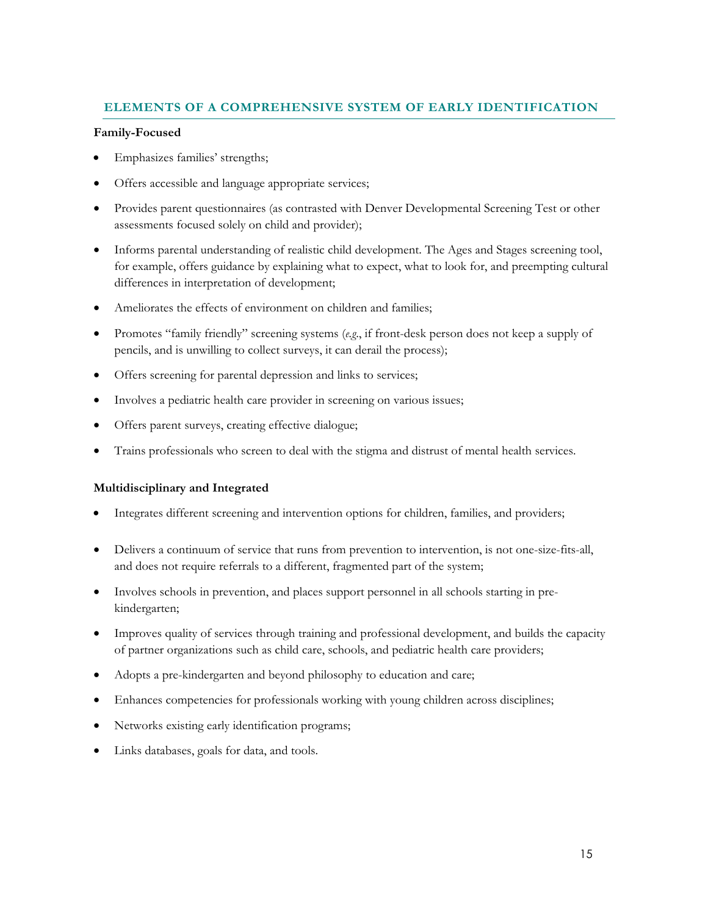## ELEMENTS OF A COMPREHENSIVE SYSTEM OF EARLY IDENTIFICATION

**Family-Focused**

- Emphasizes families' strengths;
- Offers accessible and language appropriate services;
- Provides parent questionnaires (as contrasted with Denver Developmental Screening Test or other assessments focused solely on child and provider);
- Informs parental understanding of realistic child development. The Ages and Stages screening tool, for example, offers guidance by explaining what to expect, what to look for, and preempting cultural differences in interpretation of development;
- Ameliorates the effects of environment on children and families;
- Promotes "family friendly" screening systems (*e.g.*, if front-desk person does not keep a supply of pencils, and is unwilling to collect surveys, it can derail the process);
- Offers screening for parental depression and links to services;
- Involves a pediatric health care provider in screening on various issues;
- Offers parent surveys, creating effective dialogue;
- Trains professionals who screen to deal with the stigma and distrust of mental health services.

**Multidisciplinary and Integrated**

- Integrates different screening and intervention options for children, families, and providers;
- Delivers a continuum of service that runs from prevention to intervention, is not one-size-fits-all, and does not require referrals to a different, fragmented part of the system;
- Involves schools in prevention, and places support personnel in all schools starting in pre-kindergarten;
- Improves quality of services through training and professional development, and builds the capacity of partner organizations such as child care, schools, and pediatric health care providers;
- Adopts a pre-kindergarten and beyond philosophy to education and care;
- Enhances competencies for professionals working with young children across disciplines;
- Networks existing early identification programs;
- Links databases, goals for data, and tools.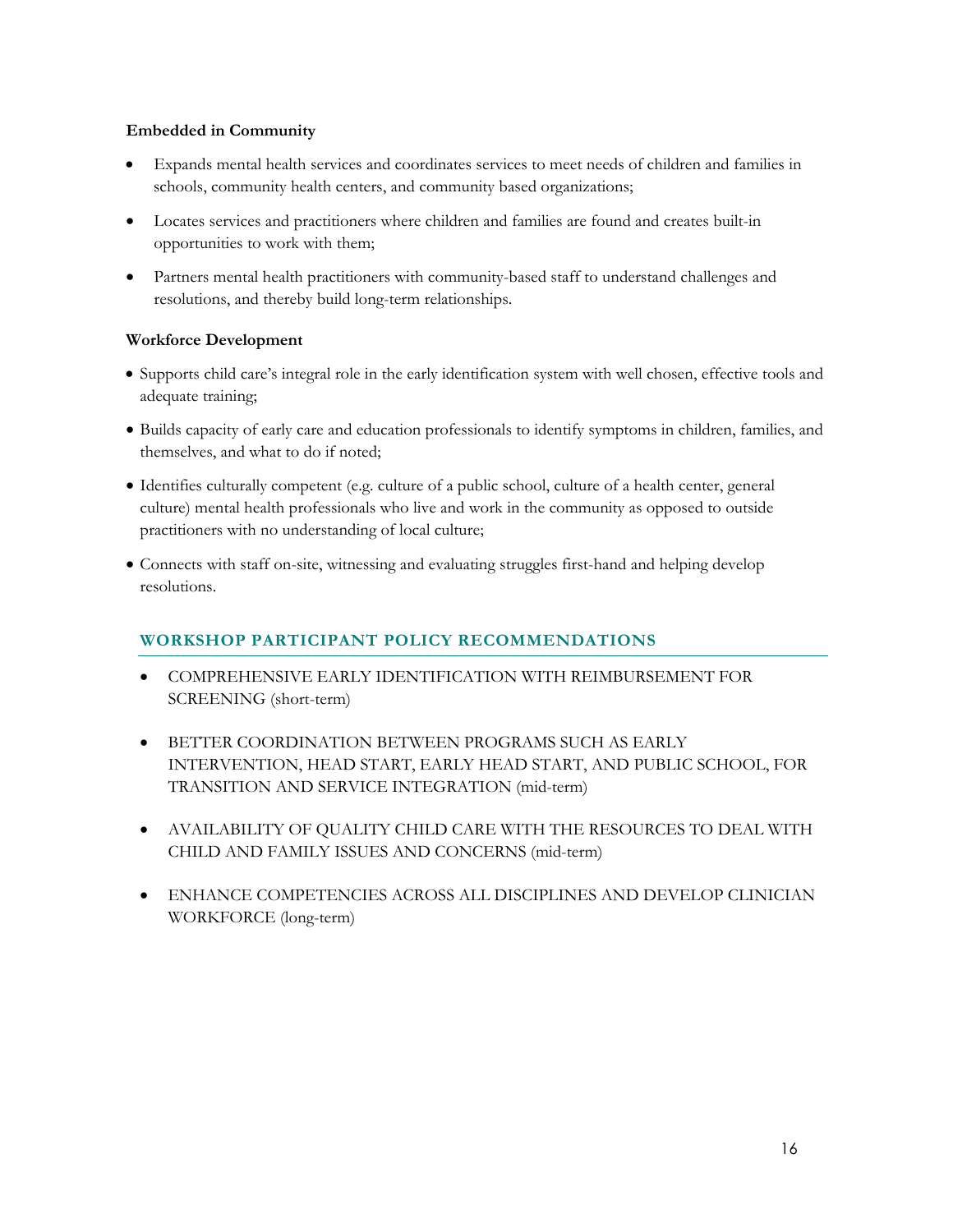**Embedded in Community**

- Expands mental health services and coordinates services to meet needs of children and families in schools, community health centers, and community based organizations;
- Locates services and practitioners where children and families are found and creates built-in opportunities to work with them;
- Partners mental health practitioners with community-based staff to understand challenges and resolutions, and thereby build long-term relationships.

**Workforce Development**

- Supports child care's integral role in the early identification system with well chosen, effective tools and adequate training;
- Builds capacity of early care and education professionals to identify symptoms in children, families, and themselves, and what to do if noted;
- Identifies culturally competent (e.g. culture of a public school, culture of a health center, general culture) mental health professionals who live and work in the community as opposed to outside practitioners with no understanding of local culture;
- Connects with staff on-site, witnessing and evaluating struggles first-hand and helping develop resolutions.

## WORKSHOP PARTICIPANT POLICY RECOMMENDATIONS

- COMPREHENSIVE EARLY IDENTIFICATION WITH REIMBURSEMENT FOR SCREENING (short-term)
- BETTER COORDINATION BETWEEN PROGRAMS SUCH AS EARLY INTERVENTION, HEAD START, EARLY HEAD START, AND PUBLIC SCHOOL, FOR TRANSITION AND SERVICE INTEGRATION (mid-term)
- AVAILABILITY OF QUALITY CHILD CARE WITH THE RESOURCES TO DEAL WITH CHILD AND FAMILY ISSUES AND CONCERNS (mid-term)
- ENHANCE COMPETENCIES ACROSS ALL DISCIPLINES AND DEVELOP CLINICIAN WORKFORCE (long-term)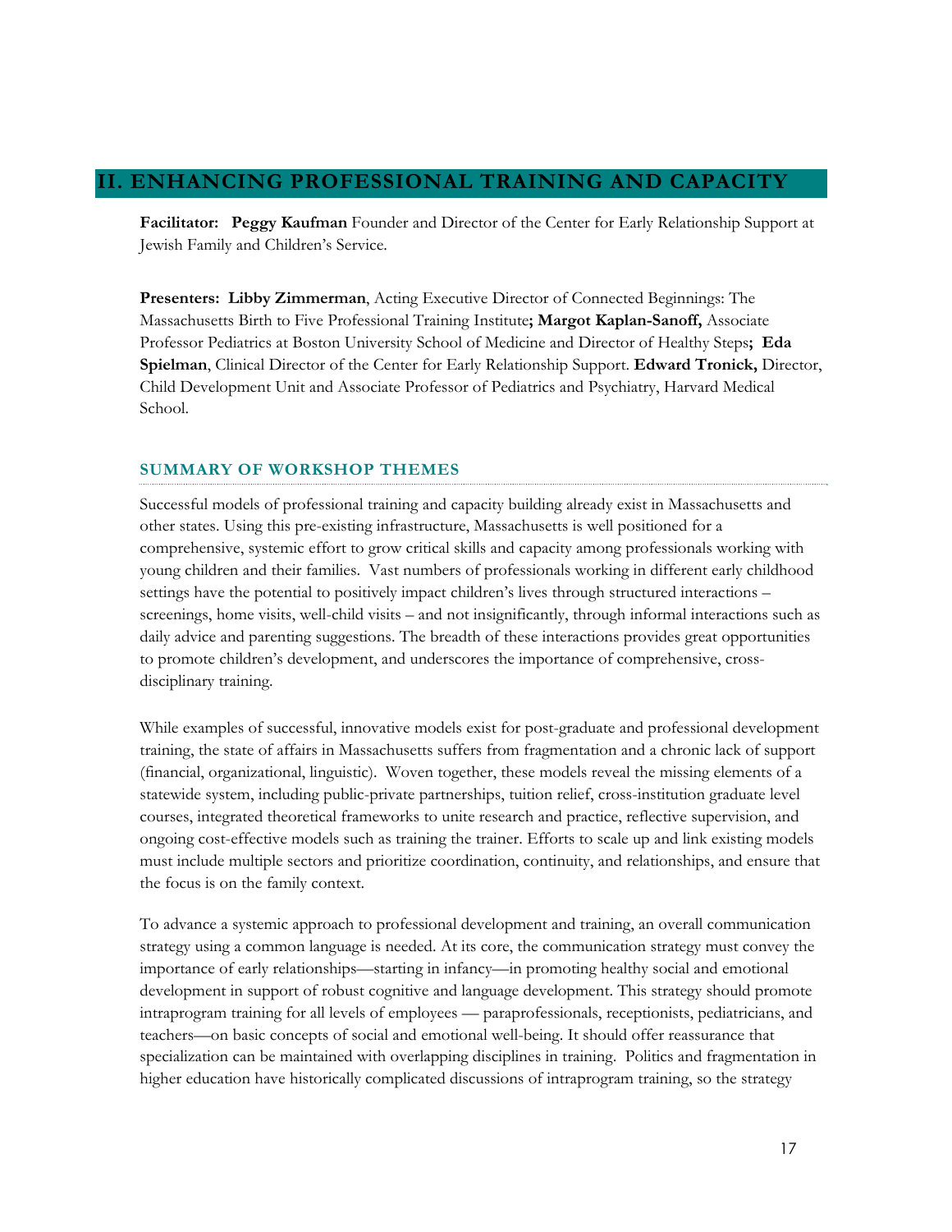## II. ENHANCING PROFESSIONAL TRAINING AND CAPACITY

**Facilitator: Peggy Kaufman** Founder and Director of the Center for Early Relationship Support at Jewish Family and Children's Service.

**Presenters: Libby Zimmerman**, Acting Executive Director of Connected Beginnings: The Massachusetts Birth to Five Professional Training Institute**; Margot Kaplan-Sanoff,** Associate Professor Pediatrics at Boston University School of Medicine and Director of Healthy Steps**; Eda Spielman**, Clinical Director of the Center for Early Relationship Support. **Edward Tronick,** Director, Child Development Unit and Associate Professor of Pediatrics and Psychiatry, Harvard Medical School.

### SUMMARY OF WORKSHOP THEMES

Successful models of professional training and capacity building already exist in Massachusetts and other states. Using this pre-existing infrastructure, Massachusetts is well positioned for a comprehensive, systemic effort to grow critical skills and capacity among professionals working with young children and their families. Vast numbers of professionals working in different early childhood settings have the potential to positively impact children's lives through structured interactions – screenings, home visits, well-child visits – and not insignificantly, through informal interactions such as daily advice and parenting suggestions. The breadth of these interactions provides great opportunities to promote children's development, and underscores the importance of comprehensive, cross-disciplinary training.

While examples of successful, innovative models exist for post-graduate and professional development training, the state of affairs in Massachusetts suffers from fragmentation and a chronic lack of support (financial, organizational, linguistic). Woven together, these models reveal the missing elements of a statewide system, including public-private partnerships, tuition relief, cross-institution graduate level courses, integrated theoretical frameworks to unite research and practice, reflective supervision, and ongoing cost-effective models such as training the trainer. Efforts to scale up and link existing models must include multiple sectors and prioritize coordination, continuity, and relationships, and ensure that the focus is on the family context.

To advance a systemic approach to professional development and training, an overall communication strategy using a common language is needed. At its core, the communication strategy must convey the importance of early relationships—starting in infancy—in promoting healthy social and emotional development in support of robust cognitive and language development. This strategy should promote intraprogram training for all levels of employees — paraprofessionals, receptionists, pediatricians, and teachers—on basic concepts of social and emotional well-being. It should offer reassurance that specialization can be maintained with overlapping disciplines in training. Politics and fragmentation in higher education have historically complicated discussions of intraprogram training, so the strategy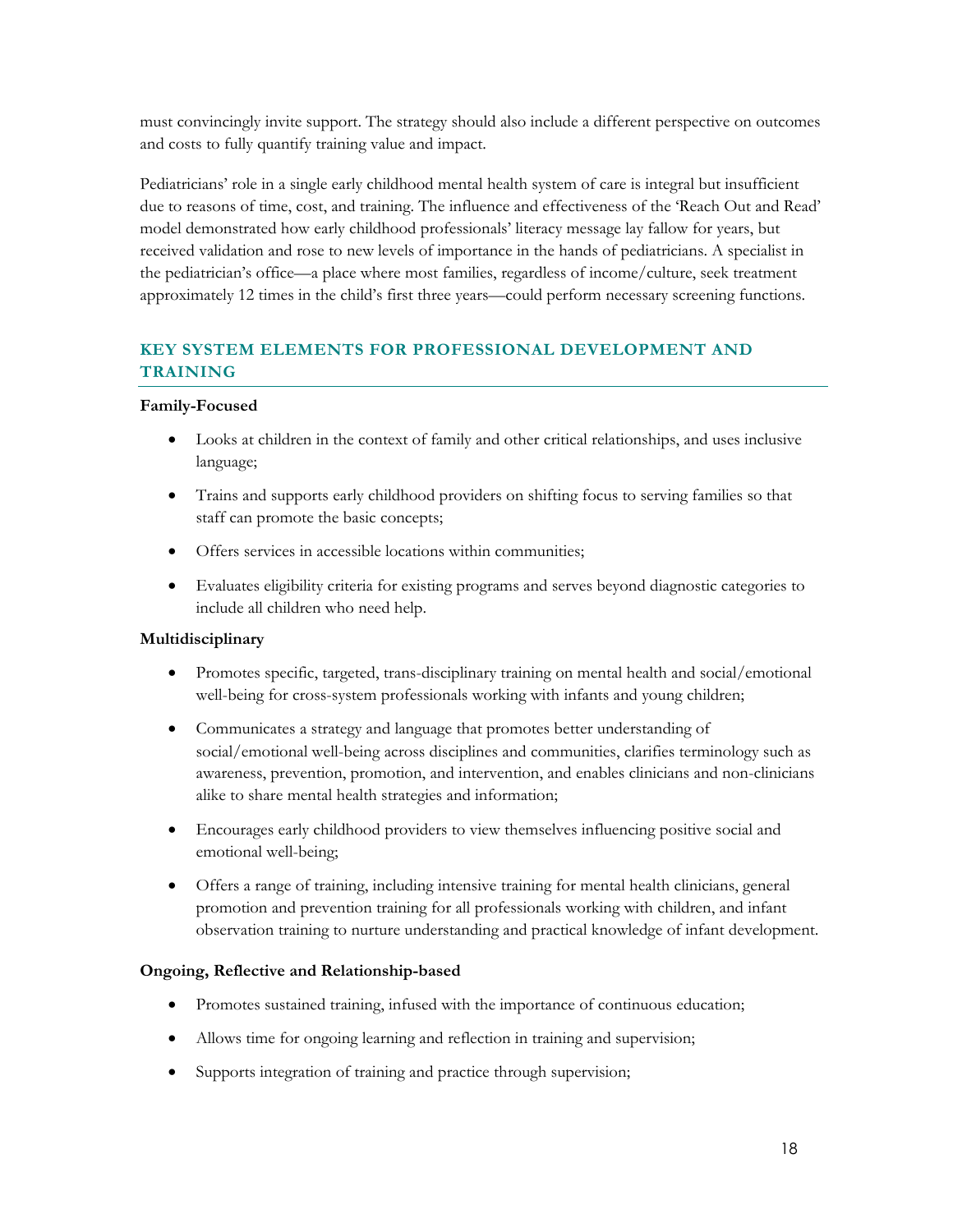must convincingly invite support. The strategy should also include a different perspective on outcomes and costs to fully quantify training value and impact.

Pediatricians' role in a single early childhood mental health system of care is integral but insufficient due to reasons of time, cost, and training. The influence and effectiveness of the 'Reach Out and Read' model demonstrated how early childhood professionals' literacy message lay fallow for years, but received validation and rose to new levels of importance in the hands of pediatricians. A specialist in the pediatrician's office—a place where most families, regardless of income/culture, seek treatment approximately 12 times in the child's first three years—could perform necessary screening functions.

## KEY SYSTEM ELEMENTS FOR PROFESSIONAL DEVELOPMENT AND TRAINING

**Family-Focused**

- Looks at children in the context of family and other critical relationships, and uses inclusive language;
- Trains and supports early childhood providers on shifting focus to serving families so that staff can promote the basic concepts;
- Offers services in accessible locations within communities;
- Evaluates eligibility criteria for existing programs and serves beyond diagnostic categories to include all children who need help.

**Multidisciplinary**

- Promotes specific, targeted, trans-disciplinary training on mental health and social/emotional well-being for cross-system professionals working with infants and young children;
- Communicates a strategy and language that promotes better understanding of social/emotional well-being across disciplines and communities, clarifies terminology such as awareness, prevention, promotion, and intervention, and enables clinicians and non-clinicians alike to share mental health strategies and information;
- Encourages early childhood providers to view themselves influencing positive social and emotional well-being;
- Offers a range of training, including intensive training for mental health clinicians, general promotion and prevention training for all professionals working with children, and infant observation training to nurture understanding and practical knowledge of infant development.

**Ongoing, Reflective and Relationship-based**

- Promotes sustained training, infused with the importance of continuous education;
- Allows time for ongoing learning and reflection in training and supervision;
- Supports integration of training and practice through supervision;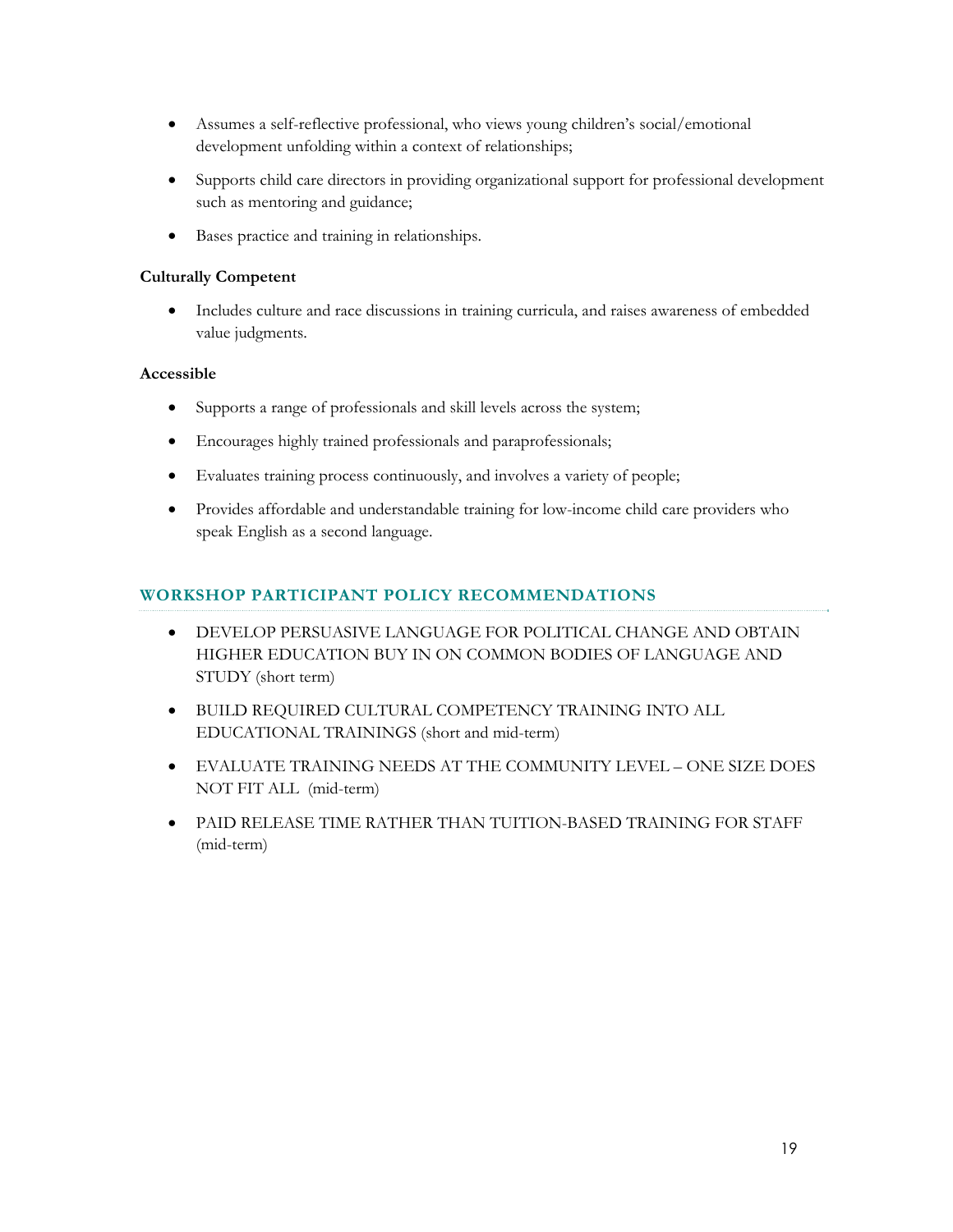- Assumes a self-reflective professional, who views young children's social/emotional development unfolding within a context of relationships;
- Supports child care directors in providing organizational support for professional development such as mentoring and guidance;
- Bases practice and training in relationships.

**Culturally Competent**

- Includes culture and race discussions in training curricula, and raises awareness of embedded value judgments.

**Accessible**

- Supports a range of professionals and skill levels across the system;
- Encourages highly trained professionals and paraprofessionals;
- Evaluates training process continuously, and involves a variety of people;
- Provides affordable and understandable training for low-income child care providers who speak English as a second language.

### WORKSHOP PARTICIPANT POLICY RECOMMENDATIONS

- DEVELOP PERSUASIVE LANGUAGE FOR POLITICAL CHANGE AND OBTAIN HIGHER EDUCATION BUY IN ON COMMON BODIES OF LANGUAGE AND STUDY (short term)
- BUILD REQUIRED CULTURAL COMPETENCY TRAINING INTO ALL EDUCATIONAL TRAININGS (short and mid-term)
- EVALUATE TRAINING NEEDS AT THE COMMUNITY LEVEL – ONE SIZE DOES NOT FIT ALL (mid-term)
- PAID RELEASE TIME RATHER THAN TUITION-BASED TRAINING FOR STAFF (mid-term)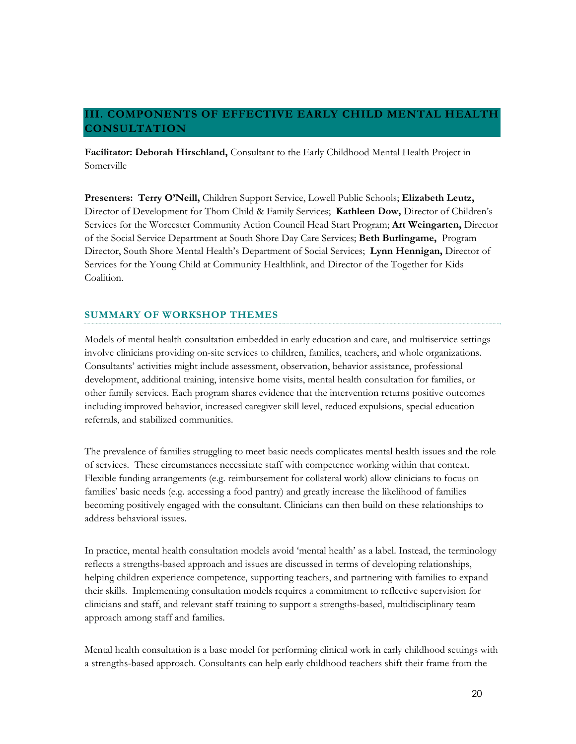## III. COMPONENTS OF EFFECTIVE EARLY CHILD MENTAL HEALTH CONSULTATION

**Facilitator: Deborah Hirschland,** Consultant to the Early Childhood Mental Health Project in Somerville

**Presenters: Terry O'Neill,** Children Support Service, Lowell Public Schools; **Elizabeth Leutz,** Director of Development for Thom Child & Family Services; **Kathleen Dow,** Director of Children's Services for the Worcester Community Action Council Head Start Program; **Art Weingarten,** Director of the Social Service Department at South Shore Day Care Services; **Beth Burlingame,** Program Director, South Shore Mental Health's Department of Social Services; **Lynn Hennigan,** Director of Services for the Young Child at Community Healthlink, and Director of the Together for Kids Coalition.

### SUMMARY OF WORKSHOP THEMES

Models of mental health consultation embedded in early education and care, and multiservice settings involve clinicians providing on-site services to children, families, teachers, and whole organizations. Consultants' activities might include assessment, observation, behavior assistance, professional development, additional training, intensive home visits, mental health consultation for families, or other family services. Each program shares evidence that the intervention returns positive outcomes including improved behavior, increased caregiver skill level, reduced expulsions, special education referrals, and stabilized communities.

The prevalence of families struggling to meet basic needs complicates mental health issues and the role of services. These circumstances necessitate staff with competence working within that context. Flexible funding arrangements (e.g. reimbursement for collateral work) allow clinicians to focus on families' basic needs (e.g. accessing a food pantry) and greatly increase the likelihood of families becoming positively engaged with the consultant. Clinicians can then build on these relationships to address behavioral issues.

In practice, mental health consultation models avoid 'mental health' as a label. Instead, the terminology reflects a strengths-based approach and issues are discussed in terms of developing relationships, helping children experience competence, supporting teachers, and partnering with families to expand their skills. Implementing consultation models requires a commitment to reflective supervision for clinicians and staff, and relevant staff training to support a strengths-based, multidisciplinary team approach among staff and families.

Mental health consultation is a base model for performing clinical work in early childhood settings with a strengths-based approach. Consultants can help early childhood teachers shift their frame from the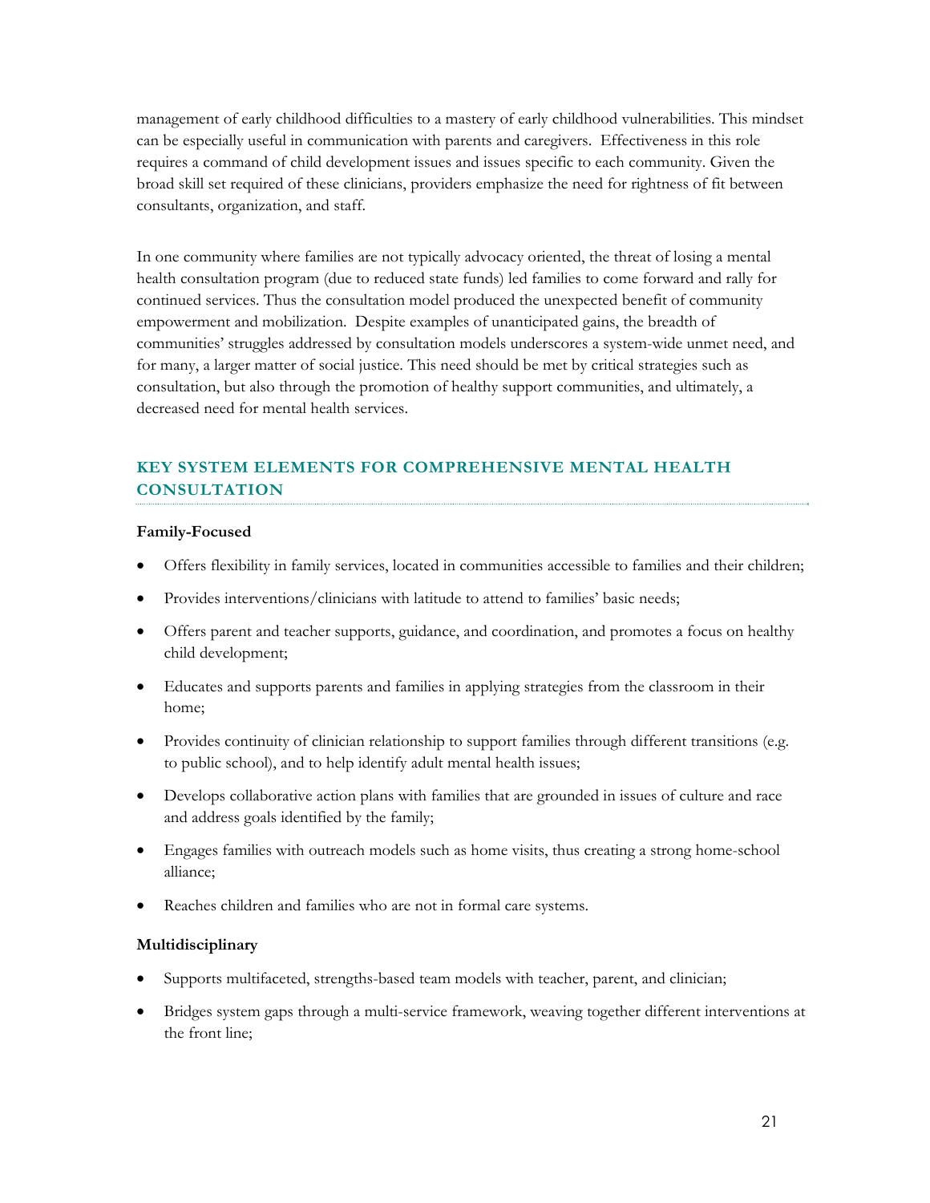management of early childhood difficulties to a mastery of early childhood vulnerabilities. This mindset can be especially useful in communication with parents and caregivers. Effectiveness in this role requires a command of child development issues and issues specific to each community. Given the broad skill set required of these clinicians, providers emphasize the need for rightness of fit between consultants, organization, and staff.

In one community where families are not typically advocacy oriented, the threat of losing a mental health consultation program (due to reduced state funds) led families to come forward and rally for continued services. Thus the consultation model produced the unexpected benefit of community empowerment and mobilization. Despite examples of unanticipated gains, the breadth of communities' struggles addressed by consultation models underscores a system-wide unmet need, and for many, a larger matter of social justice. This need should be met by critical strategies such as consultation, but also through the promotion of healthy support communities, and ultimately, a decreased need for mental health services.

## KEY SYSTEM ELEMENTS FOR COMPREHENSIVE MENTAL HEALTH CONSULTATION

**Family-Focused**

- Offers flexibility in family services, located in communities accessible to families and their children;
- Provides interventions/clinicians with latitude to attend to families' basic needs;
- Offers parent and teacher supports, guidance, and coordination, and promotes a focus on healthy child development;
- Educates and supports parents and families in applying strategies from the classroom in their home;
- Provides continuity of clinician relationship to support families through different transitions (e.g. to public school), and to help identify adult mental health issues;
- Develops collaborative action plans with families that are grounded in issues of culture and race and address goals identified by the family;
- Engages families with outreach models such as home visits, thus creating a strong home-school alliance;
- Reaches children and families who are not in formal care systems.

**Multidisciplinary**

- Supports multifaceted, strengths-based team models with teacher, parent, and clinician;
- Bridges system gaps through a multi-service framework, weaving together different interventions at the front line;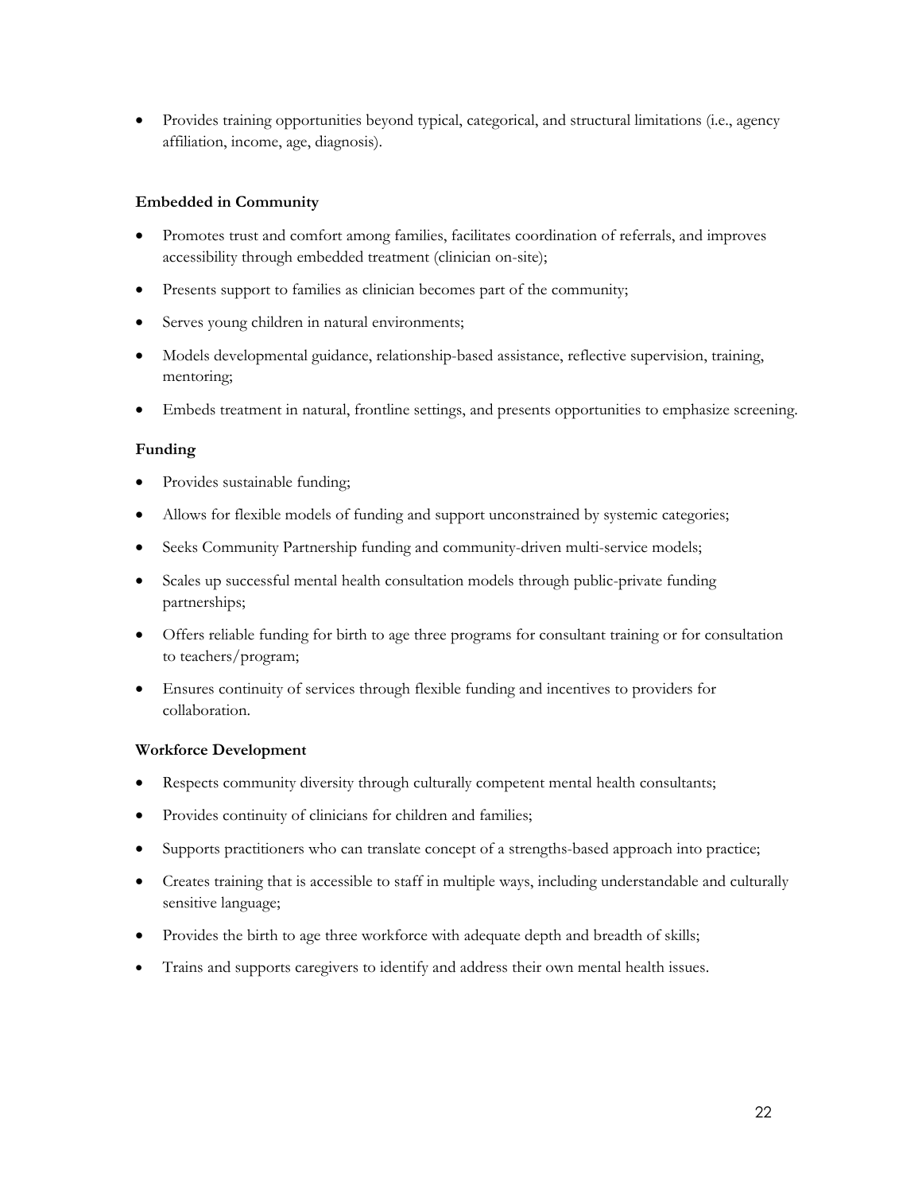- Provides training opportunities beyond typical, categorical, and structural limitations (i.e., agency affiliation, income, age, diagnosis).

**Embedded in Community**

- Promotes trust and comfort among families, facilitates coordination of referrals, and improves accessibility through embedded treatment (clinician on-site);
- Presents support to families as clinician becomes part of the community;
- Serves young children in natural environments;
- Models developmental guidance, relationship-based assistance, reflective supervision, training, mentoring;
- Embeds treatment in natural, frontline settings, and presents opportunities to emphasize screening.

**Funding**

- Provides sustainable funding;
- Allows for flexible models of funding and support unconstrained by systemic categories;
- Seeks Community Partnership funding and community-driven multi-service models;
- Scales up successful mental health consultation models through public-private funding partnerships;
- Offers reliable funding for birth to age three programs for consultant training or for consultation to teachers/program;
- Ensures continuity of services through flexible funding and incentives to providers for collaboration.

**Workforce Development**

- Respects community diversity through culturally competent mental health consultants;
- Provides continuity of clinicians for children and families;
- Supports practitioners who can translate concept of a strengths-based approach into practice;
- Creates training that is accessible to staff in multiple ways, including understandable and culturally sensitive language;
- Provides the birth to age three workforce with adequate depth and breadth of skills;
- Trains and supports caregivers to identify and address their own mental health issues.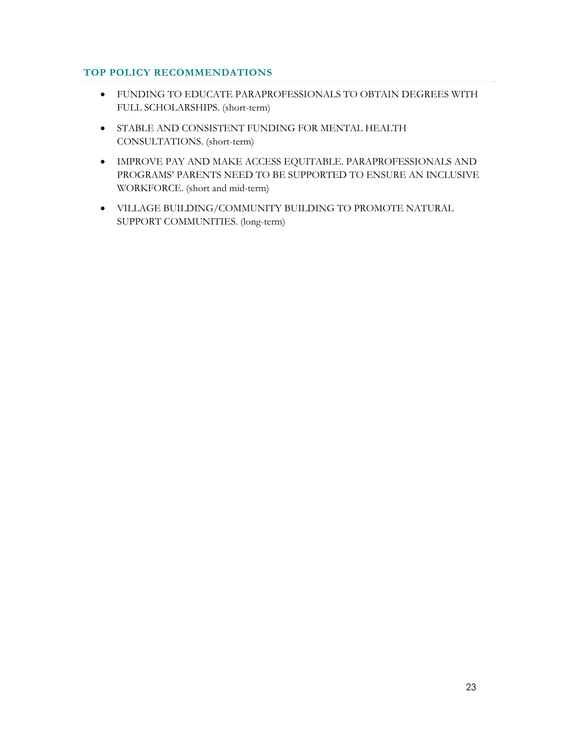### TOP POLICY RECOMMENDATIONS

- FUNDING TO EDUCATE PARAPROFESSIONALS TO OBTAIN DEGREES WITH FULL SCHOLARSHIPS. (short-term)
- STABLE AND CONSISTENT FUNDING FOR MENTAL HEALTH CONSULTATIONS. (short-term)
- IMPROVE PAY AND MAKE ACCESS EQUITABLE. PARAPROFESSIONALS AND PROGRAMS' PARENTS NEED TO BE SUPPORTED TO ENSURE AN INCLUSIVE WORKFORCE. (short and mid-term)
- VILLAGE BUILDING/COMMUNITY BUILDING TO PROMOTE NATURAL SUPPORT COMMUNITIES. (long-term)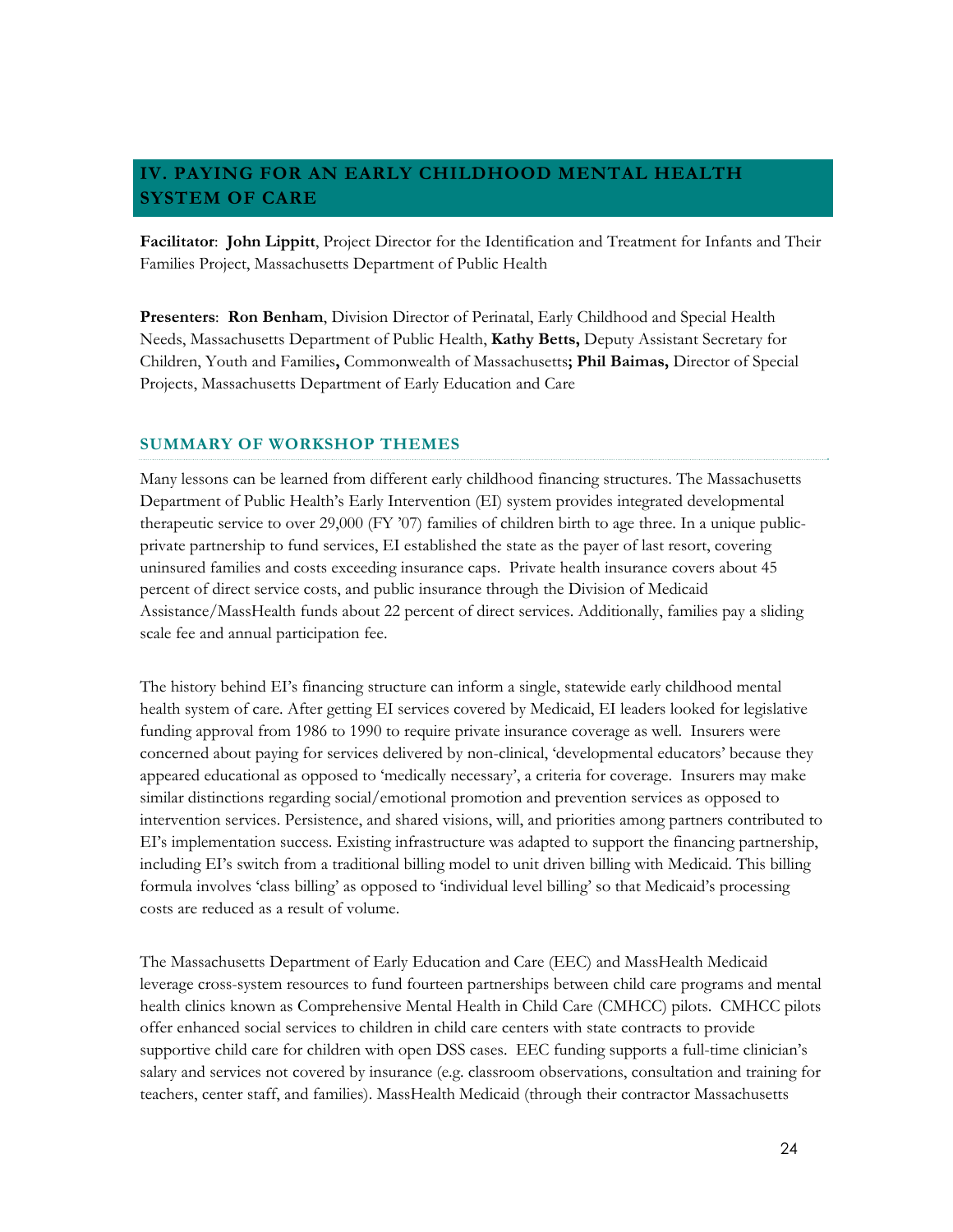## IV. PAYING FOR AN EARLY CHILDHOOD MENTAL HEALTH SYSTEM OF CARE

**Facilitator**: **John Lippitt**, Project Director for the Identification and Treatment for Infants and Their Families Project, Massachusetts Department of Public Health

**Presenters**: **Ron Benham**, Division Director of Perinatal, Early Childhood and Special Health Needs, Massachusetts Department of Public Health, **Kathy Betts,** Deputy Assistant Secretary for Children, Youth and Families**,** Commonwealth of Massachusetts**; Phil Baimas,** Director of Special Projects, Massachusetts Department of Early Education and Care

### SUMMARY OF WORKSHOP THEMES

Many lessons can be learned from different early childhood financing structures. The Massachusetts Department of Public Health's Early Intervention (EI) system provides integrated developmental therapeutic service to over 29,000 (FY '07) families of children birth to age three. In a unique public-private partnership to fund services, EI established the state as the payer of last resort, covering uninsured families and costs exceeding insurance caps. Private health insurance covers about 45 percent of direct service costs, and public insurance through the Division of Medicaid Assistance/MassHealth funds about 22 percent of direct services. Additionally, families pay a sliding scale fee and annual participation fee.

The history behind EI's financing structure can inform a single, statewide early childhood mental health system of care. After getting EI services covered by Medicaid, EI leaders looked for legislative funding approval from 1986 to 1990 to require private insurance coverage as well. Insurers were concerned about paying for services delivered by non-clinical, 'developmental educators' because they appeared educational as opposed to 'medically necessary', a criteria for coverage. Insurers may make similar distinctions regarding social/emotional promotion and prevention services as opposed to intervention services. Persistence, and shared visions, will, and priorities among partners contributed to EI's implementation success. Existing infrastructure was adapted to support the financing partnership, including EI's switch from a traditional billing model to unit driven billing with Medicaid. This billing formula involves 'class billing' as opposed to 'individual level billing' so that Medicaid's processing costs are reduced as a result of volume.

The Massachusetts Department of Early Education and Care (EEC) and MassHealth Medicaid leverage cross-system resources to fund fourteen partnerships between child care programs and mental health clinics known as Comprehensive Mental Health in Child Care (CMHCC) pilots. CMHCC pilots offer enhanced social services to children in child care centers with state contracts to provide supportive child care for children with open DSS cases. EEC funding supports a full-time clinician's salary and services not covered by insurance (e.g. classroom observations, consultation and training for teachers, center staff, and families). MassHealth Medicaid (through their contractor Massachusetts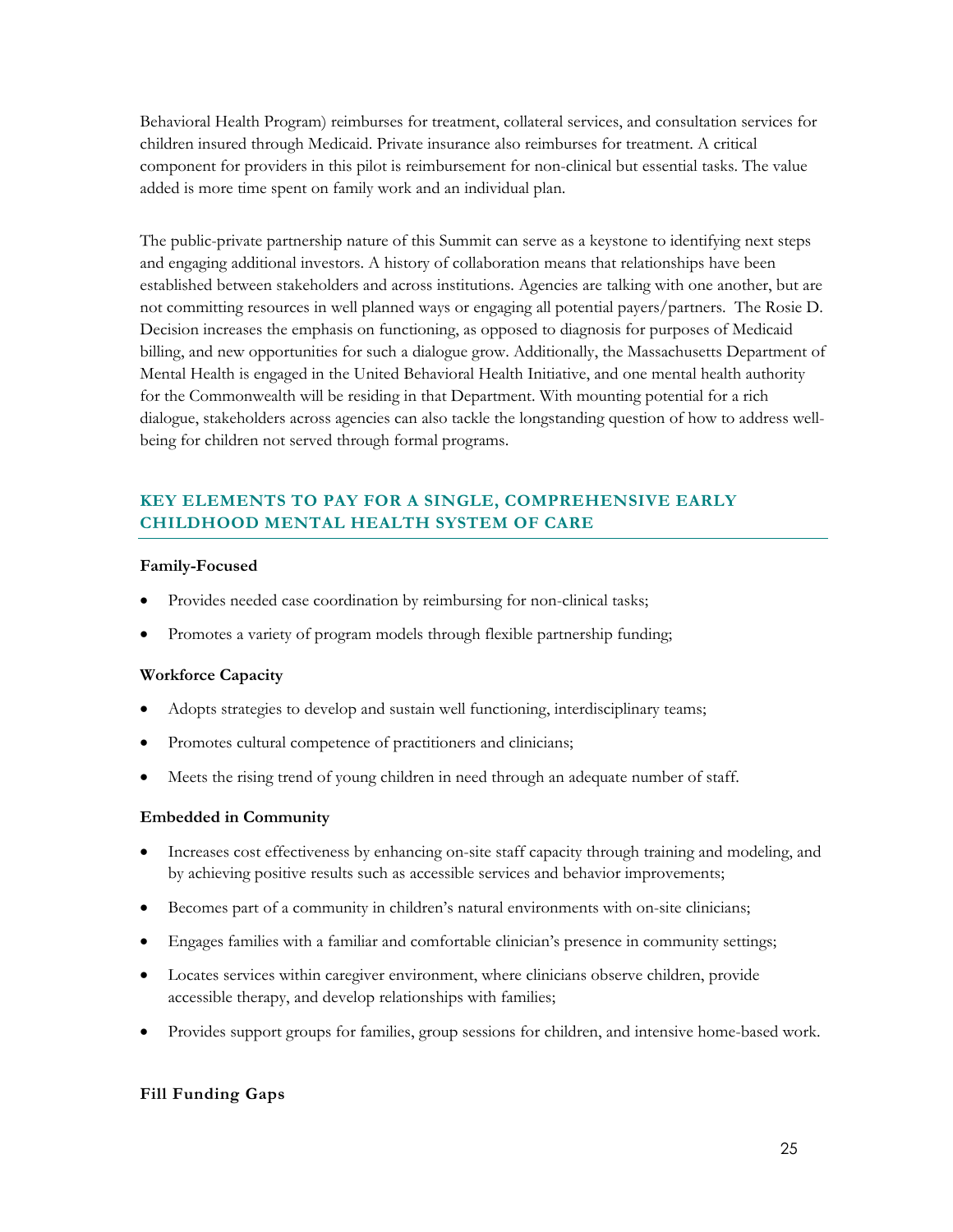Behavioral Health Program) reimburses for treatment, collateral services, and consultation services for children insured through Medicaid. Private insurance also reimburses for treatment. A critical component for providers in this pilot is reimbursement for non-clinical but essential tasks. The value added is more time spent on family work and an individual plan.

The public-private partnership nature of this Summit can serve as a keystone to identifying next steps and engaging additional investors. A history of collaboration means that relationships have been established between stakeholders and across institutions. Agencies are talking with one another, but are not committing resources in well planned ways or engaging all potential payers/partners. The Rosie D. Decision increases the emphasis on functioning, as opposed to diagnosis for purposes of Medicaid billing, and new opportunities for such a dialogue grow. Additionally, the Massachusetts Department of Mental Health is engaged in the United Behavioral Health Initiative, and one mental health authority for the Commonwealth will be residing in that Department. With mounting potential for a rich dialogue, stakeholders across agencies can also tackle the longstanding question of how to address well-being for children not served through formal programs.

## KEY ELEMENTS TO PAY FOR A SINGLE, COMPREHENSIVE EARLY CHILDHOOD MENTAL HEALTH SYSTEM OF CARE

**Family-Focused**

- Provides needed case coordination by reimbursing for non-clinical tasks;
- Promotes a variety of program models through flexible partnership funding;

**Workforce Capacity**

- Adopts strategies to develop and sustain well functioning, interdisciplinary teams;
- Promotes cultural competence of practitioners and clinicians;
- Meets the rising trend of young children in need through an adequate number of staff.

**Embedded in Community**

- Increases cost effectiveness by enhancing on-site staff capacity through training and modeling, and by achieving positive results such as accessible services and behavior improvements;
- Becomes part of a community in children's natural environments with on-site clinicians;
- Engages families with a familiar and comfortable clinician's presence in community settings;
- Locates services within caregiver environment, where clinicians observe children, provide accessible therapy, and develop relationships with families;
- Provides support groups for families, group sessions for children, and intensive home-based work.

**Fill Funding Gaps**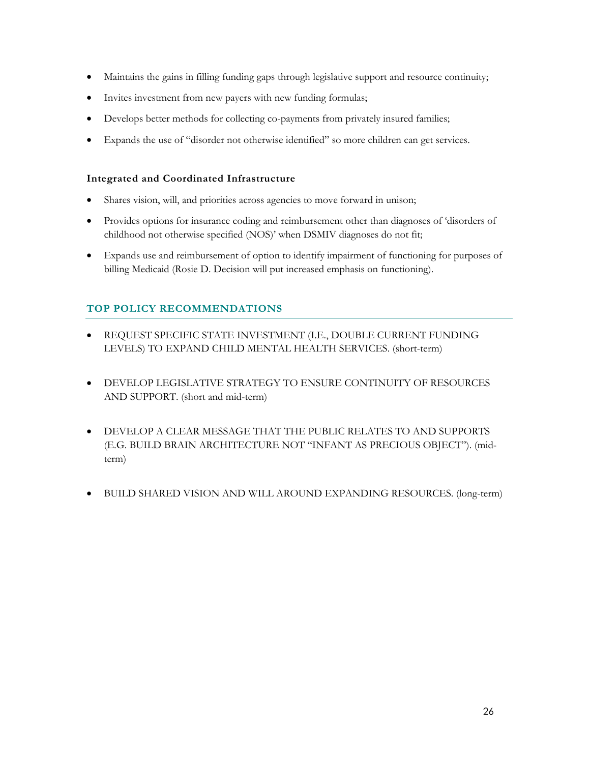- Maintains the gains in filling funding gaps through legislative support and resource continuity;
- Invites investment from new payers with new funding formulas;
- Develops better methods for collecting co-payments from privately insured families;
- Expands the use of "disorder not otherwise identified" so more children can get services.

**Integrated and Coordinated Infrastructure**

- Shares vision, will, and priorities across agencies to move forward in unison;
- Provides options for insurance coding and reimbursement other than diagnoses of 'disorders of childhood not otherwise specified (NOS)' when DSMIV diagnoses do not fit;
- Expands use and reimbursement of option to identify impairment of functioning for purposes of billing Medicaid (Rosie D. Decision will put increased emphasis on functioning).

## TOP POLICY RECOMMENDATIONS

- REQUEST SPECIFIC STATE INVESTMENT (I.E., DOUBLE CURRENT FUNDING LEVELS) TO EXPAND CHILD MENTAL HEALTH SERVICES. (short-term)

- DEVELOP LEGISLATIVE STRATEGY TO ENSURE CONTINUITY OF RESOURCES AND SUPPORT. (short and mid-term)

- DEVELOP A CLEAR MESSAGE THAT THE PUBLIC RELATES TO AND SUPPORTS (E.G. BUILD BRAIN ARCHITECTURE NOT "INFANT AS PRECIOUS OBJECT"). (mid-term)

- BUILD SHARED VISION AND WILL AROUND EXPANDING RESOURCES. (long-term)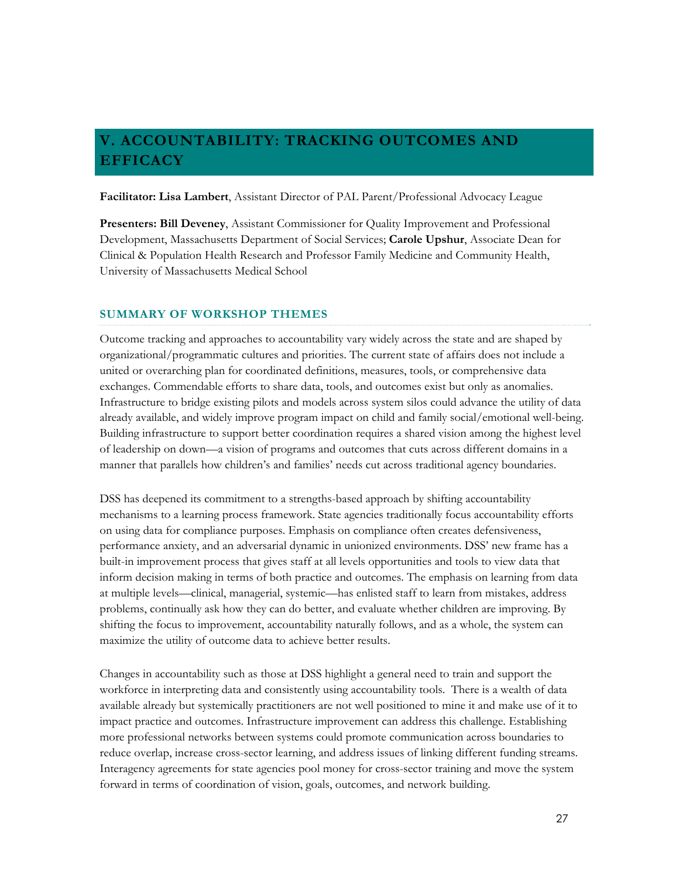## V. ACCOUNTABILITY: TRACKING OUTCOMES AND EFFICACY

**Facilitator: Lisa Lambert**, Assistant Director of PAL Parent/Professional Advocacy League

**Presenters: Bill Deveney**, Assistant Commissioner for Quality Improvement and Professional Development, Massachusetts Department of Social Services; **Carole Upshur**, Associate Dean for Clinical & Population Health Research and Professor Family Medicine and Community Health, University of Massachusetts Medical School

### SUMMARY OF WORKSHOP THEMES

Outcome tracking and approaches to accountability vary widely across the state and are shaped by organizational/programmatic cultures and priorities. The current state of affairs does not include a united or overarching plan for coordinated definitions, measures, tools, or comprehensive data exchanges. Commendable efforts to share data, tools, and outcomes exist but only as anomalies. Infrastructure to bridge existing pilots and models across system silos could advance the utility of data already available, and widely improve program impact on child and family social/emotional well-being. Building infrastructure to support better coordination requires a shared vision among the highest level of leadership on down—a vision of programs and outcomes that cuts across different domains in a manner that parallels how children's and families' needs cut across traditional agency boundaries.

DSS has deepened its commitment to a strengths-based approach by shifting accountability mechanisms to a learning process framework. State agencies traditionally focus accountability efforts on using data for compliance purposes. Emphasis on compliance often creates defensiveness, performance anxiety, and an adversarial dynamic in unionized environments. DSS' new frame has a built-in improvement process that gives staff at all levels opportunities and tools to view data that inform decision making in terms of both practice and outcomes. The emphasis on learning from data at multiple levels—clinical, managerial, systemic—has enlisted staff to learn from mistakes, address problems, continually ask how they can do better, and evaluate whether children are improving. By shifting the focus to improvement, accountability naturally follows, and as a whole, the system can maximize the utility of outcome data to achieve better results.

Changes in accountability such as those at DSS highlight a general need to train and support the workforce in interpreting data and consistently using accountability tools. There is a wealth of data available already but systemically practitioners are not well positioned to mine it and make use of it to impact practice and outcomes. Infrastructure improvement can address this challenge. Establishing more professional networks between systems could promote communication across boundaries to reduce overlap, increase cross-sector learning, and address issues of linking different funding streams. Interagency agreements for state agencies pool money for cross-sector training and move the system forward in terms of coordination of vision, goals, outcomes, and network building.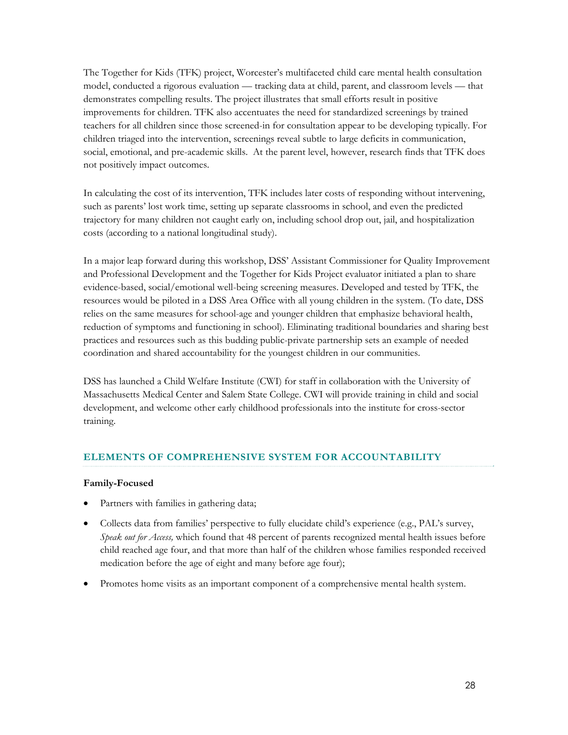The Together for Kids (TFK) project, Worcester's multifaceted child care mental health consultation model, conducted a rigorous evaluation — tracking data at child, parent, and classroom levels — that demonstrates compelling results. The project illustrates that small efforts result in positive improvements for children. TFK also accentuates the need for standardized screenings by trained teachers for all children since those screened-in for consultation appear to be developing typically. For children triaged into the intervention, screenings reveal subtle to large deficits in communication, social, emotional, and pre-academic skills. At the parent level, however, research finds that TFK does not positively impact outcomes.

In calculating the cost of its intervention, TFK includes later costs of responding without intervening, such as parents' lost work time, setting up separate classrooms in school, and even the predicted trajectory for many children not caught early on, including school drop out, jail, and hospitalization costs (according to a national longitudinal study).

In a major leap forward during this workshop, DSS' Assistant Commissioner for Quality Improvement and Professional Development and the Together for Kids Project evaluator initiated a plan to share evidence-based, social/emotional well-being screening measures. Developed and tested by TFK, the resources would be piloted in a DSS Area Office with all young children in the system. (To date, DSS relies on the same measures for school-age and younger children that emphasize behavioral health, reduction of symptoms and functioning in school). Eliminating traditional boundaries and sharing best practices and resources such as this budding public-private partnership sets an example of needed coordination and shared accountability for the youngest children in our communities.

DSS has launched a Child Welfare Institute (CWI) for staff in collaboration with the University of Massachusetts Medical Center and Salem State College. CWI will provide training in child and social development, and welcome other early childhood professionals into the institute for cross-sector training.

## ELEMENTS OF COMPREHENSIVE SYSTEM FOR ACCOUNTABILITY

**Family-Focused**

- Partners with families in gathering data;
- Collects data from families' perspective to fully elucidate child's experience (e.g., PAL's survey, *Speak out for Access,* which found that 48 percent of parents recognized mental health issues before child reached age four, and that more than half of the children whose families responded received medication before the age of eight and many before age four);
- Promotes home visits as an important component of a comprehensive mental health system.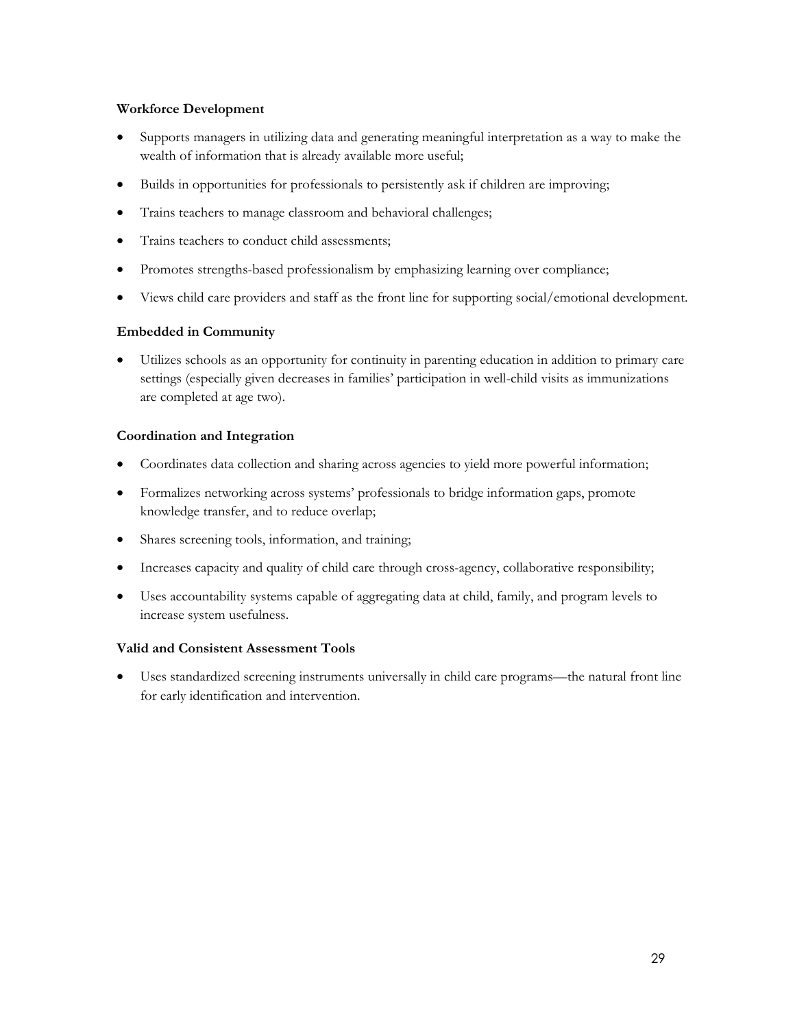**Workforce Development**

- Supports managers in utilizing data and generating meaningful interpretation as a way to make the wealth of information that is already available more useful;
- Builds in opportunities for professionals to persistently ask if children are improving;
- Trains teachers to manage classroom and behavioral challenges;
- Trains teachers to conduct child assessments;
- Promotes strengths-based professionalism by emphasizing learning over compliance;
- Views child care providers and staff as the front line for supporting social/emotional development.

**Embedded in Community**

- Utilizes schools as an opportunity for continuity in parenting education in addition to primary care settings (especially given decreases in families' participation in well-child visits as immunizations are completed at age two).

**Coordination and Integration**

- Coordinates data collection and sharing across agencies to yield more powerful information;
- Formalizes networking across systems' professionals to bridge information gaps, promote knowledge transfer, and to reduce overlap;
- Shares screening tools, information, and training;
- Increases capacity and quality of child care through cross-agency, collaborative responsibility;
- Uses accountability systems capable of aggregating data at child, family, and program levels to increase system usefulness.

**Valid and Consistent Assessment Tools**

- Uses standardized screening instruments universally in child care programs—the natural front line for early identification and intervention.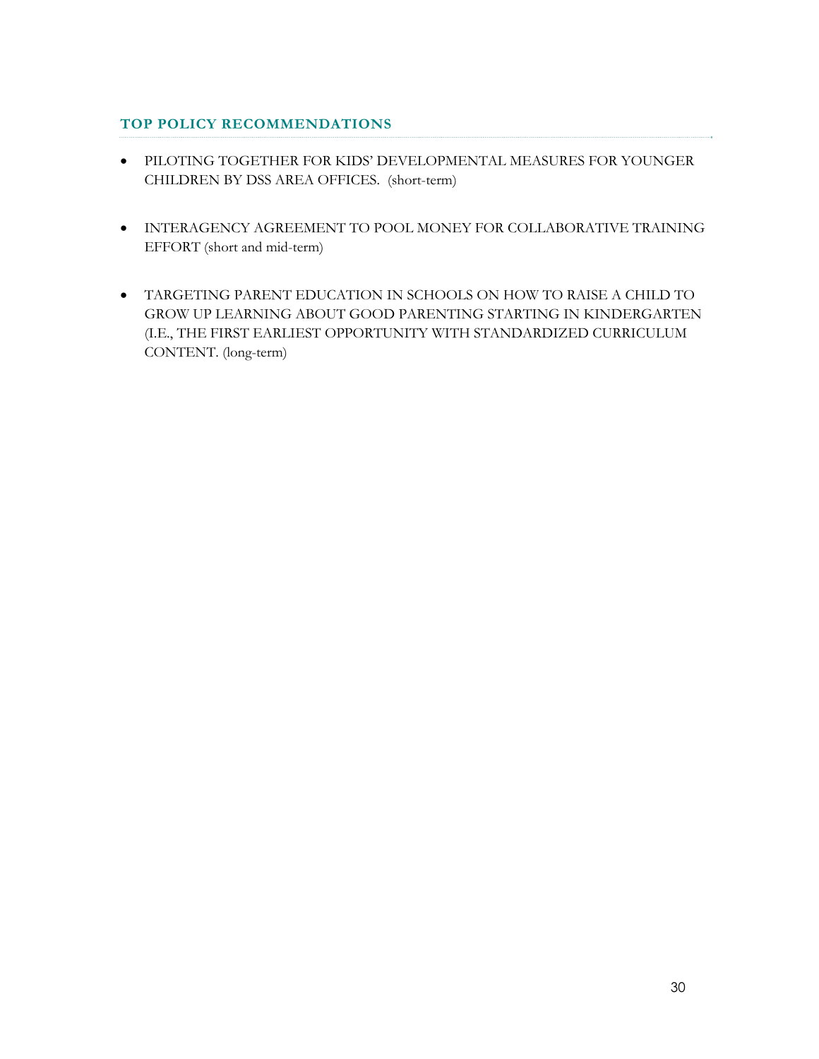### TOP POLICY RECOMMENDATIONS

- PILOTING TOGETHER FOR KIDS' DEVELOPMENTAL MEASURES FOR YOUNGER CHILDREN BY DSS AREA OFFICES. (short-term)

- INTERAGENCY AGREEMENT TO POOL MONEY FOR COLLABORATIVE TRAINING EFFORT (short and mid-term)

- TARGETING PARENT EDUCATION IN SCHOOLS ON HOW TO RAISE A CHILD TO GROW UP LEARNING ABOUT GOOD PARENTING STARTING IN KINDERGARTEN (I.E., THE FIRST EARLIEST OPPORTUNITY WITH STANDARDIZED CURRICULUM CONTENT. (long-term)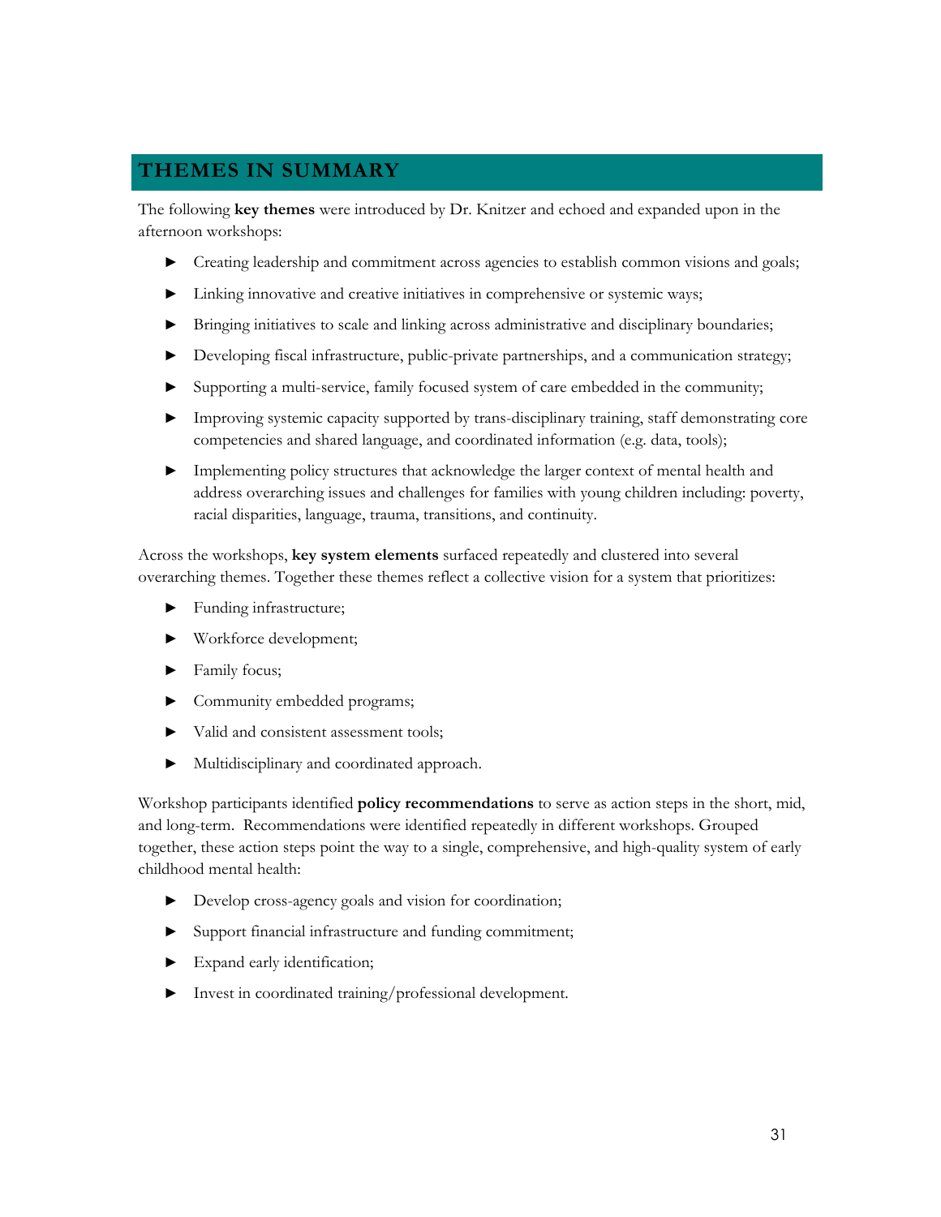## THEMES IN SUMMARY

The following **key themes** were introduced by Dr. Knitzer and echoed and expanded upon in the afternoon workshops:

- Creating leadership and commitment across agencies to establish common visions and goals;
- Linking innovative and creative initiatives in comprehensive or systemic ways;
- Bringing initiatives to scale and linking across administrative and disciplinary boundaries;
- Developing fiscal infrastructure, public-private partnerships, and a communication strategy;
- Supporting a multi-service, family focused system of care embedded in the community;
- Improving systemic capacity supported by trans-disciplinary training, staff demonstrating core competencies and shared language, and coordinated information (e.g. data, tools);
- Implementing policy structures that acknowledge the larger context of mental health and address overarching issues and challenges for families with young children including: poverty, racial disparities, language, trauma, transitions, and continuity.

Across the workshops, **key system elements** surfaced repeatedly and clustered into several overarching themes. Together these themes reflect a collective vision for a system that prioritizes:

- Funding infrastructure;
- Workforce development;
- Family focus;
- Community embedded programs;
- Valid and consistent assessment tools;
- Multidisciplinary and coordinated approach.

Workshop participants identified **policy recommendations** to serve as action steps in the short, mid, and long-term. Recommendations were identified repeatedly in different workshops. Grouped together, these action steps point the way to a single, comprehensive, and high-quality system of early childhood mental health:

- Develop cross-agency goals and vision for coordination;
- Support financial infrastructure and funding commitment;
- Expand early identification;
- Invest in coordinated training/professional development.